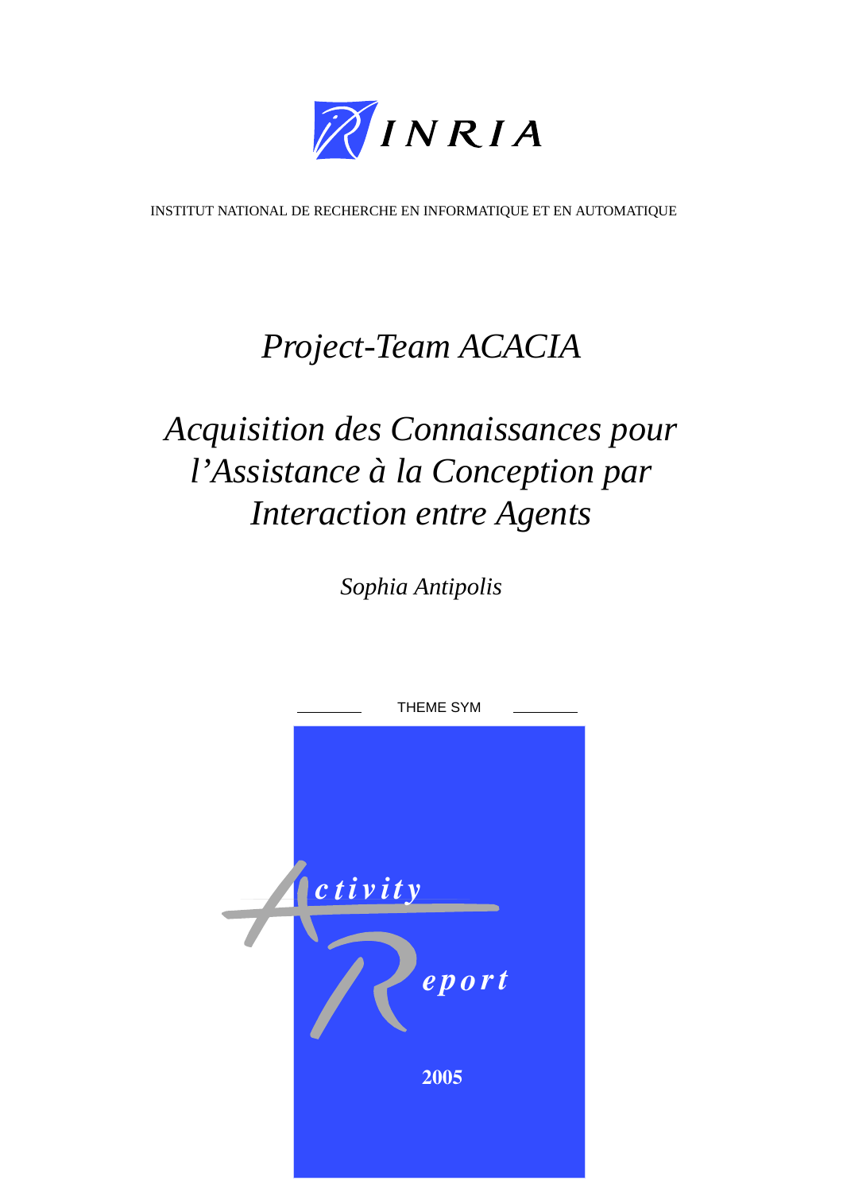INRIA

INSTITUT NATIONAL DE RECHERCHE EN INFORMATIQUE ET EN AUTOMATIQUE

# *Project-Team ACACIA*

# *Acquisition des Connaissances pour l'Assistance à la Conception par Interaction entre Agents*

*Sophia Antipolis*

THEME SYM

Activity Report

2005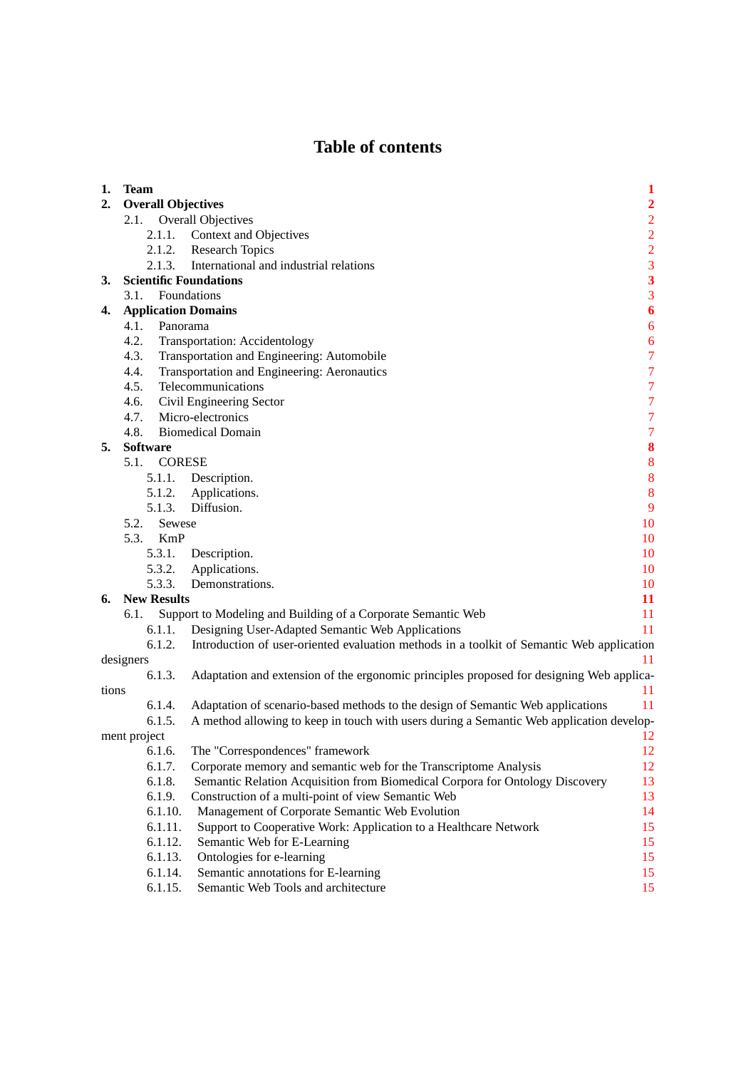# Table of contents

1. **Team** **1**
2. **Overall Objectives** **2**
   - 2.1. Overall Objectives 2
     - 2.1.1. Context and Objectives 2
     - 2.1.2. Research Topics 2
     - 2.1.3. International and industrial relations 3
3. **Scientific Foundations** **3**
   - 3.1. Foundations 3
4. **Application Domains** **6**
   - 4.1. Panorama 6
   - 4.2. Transportation: Accidentology 6
   - 4.3. Transportation and Engineering: Automobile 7
   - 4.4. Transportation and Engineering: Aeronautics 7
   - 4.5. Telecommunications 7
   - 4.6. Civil Engineering Sector 7
   - 4.7. Micro-electronics 7
   - 4.8. Biomedical Domain 7
5. **Software** **8**
   - 5.1. CORESE 8
     - 5.1.1. Description. 8
     - 5.1.2. Applications. 8
     - 5.1.3. Diffusion. 9
   - 5.2. Sewese 10
   - 5.3. KmP 10
     - 5.3.1. Description. 10
     - 5.3.2. Applications. 10
     - 5.3.3. Demonstrations. 10
6. **New Results** **11**
   - 6.1. Support to Modeling and Building of a Corporate Semantic Web 11
     - 6.1.1. Designing User-Adapted Semantic Web Applications 11
     - 6.1.2. Introduction of user-oriented evaluation methods in a toolkit of Semantic Web application designers 11
     - 6.1.3. Adaptation and extension of the ergonomic principles proposed for designing Web applications 11
     - 6.1.4. Adaptation of scenario-based methods to the design of Semantic Web applications 11
     - 6.1.5. A method allowing to keep in touch with users during a Semantic Web application development project 12
     - 6.1.6. The "Correspondences" framework 12
     - 6.1.7. Corporate memory and semantic web for the Transcriptome Analysis 12
     - 6.1.8. Semantic Relation Acquisition from Biomedical Corpora for Ontology Discovery 13
     - 6.1.9. Construction of a multi-point of view Semantic Web 13
     - 6.1.10. Management of Corporate Semantic Web Evolution 14
     - 6.1.11. Support to Cooperative Work: Application to a Healthcare Network 15
     - 6.1.12. Semantic Web for E-Learning 15
     - 6.1.13. Ontologies for e-learning 15
     - 6.1.14. Semantic annotations for E-learning 15
     - 6.1.15. Semantic Web Tools and architecture 15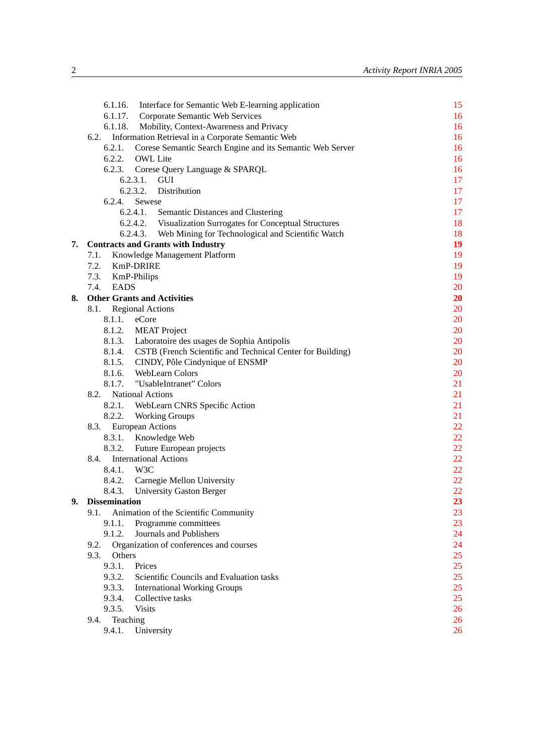6.1.16. Interface for Semantic Web E-learning application 15
6.1.17. Corporate Semantic Web Services 16
6.1.18. Mobility, Context-Awareness and Privacy 16
6.2. Information Retrieval in a Corporate Semantic Web 16
6.2.1. Corese Semantic Search Engine and its Semantic Web Server 16
6.2.2. OWL Lite 16
6.2.3. Corese Query Language & SPARQL 16
6.2.3.1. GUI 17
6.2.3.2. Distribution 17
6.2.4. Sewese 17
6.2.4.1. Semantic Distances and Clustering 17
6.2.4.2. Visualization Surrogates for Conceptual Structures 18
6.2.4.3. Web Mining for Technological and Scientific Watch 18

**7. Contracts and Grants with Industry** **19**

7.1. Knowledge Management Platform 19
7.2. KmP-DRIRE 19
7.3. KmP-Philips 19
7.4. EADS 20

**8. Other Grants and Activities** **20**

8.1. Regional Actions 20
8.1.1. eCore 20
8.1.2. MEAT Project 20
8.1.3. Laboratoire des usages de Sophia Antipolis 20
8.1.4. CSTB (French Scientific and Technical Center for Building) 20
8.1.5. CINDY, Pôle Cindynique of ENSMP 20
8.1.6. WebLearn Colors 20
8.1.7. "UsableIntranet" Colors 21
8.2. National Actions 21
8.2.1. WebLearn CNRS Specific Action 21
8.2.2. Working Groups 21
8.3. European Actions 22
8.3.1. Knowledge Web 22
8.3.2. Future European projects 22
8.4. International Actions 22
8.4.1. W3C 22
8.4.2. Carnegie Mellon University 22
8.4.3. University Gaston Berger 22

**9. Dissemination** **23**

9.1. Animation of the Scientific Community 23
9.1.1. Programme committees 23
9.1.2. Journals and Publishers 24
9.2. Organization of conferences and courses 24
9.3. Others 25
9.3.1. Prices 25
9.3.2. Scientific Councils and Evaluation tasks 25
9.3.3. International Working Groups 25
9.3.4. Collective tasks 25
9.3.5. Visits 26
9.4. Teaching 26
9.4.1. University 26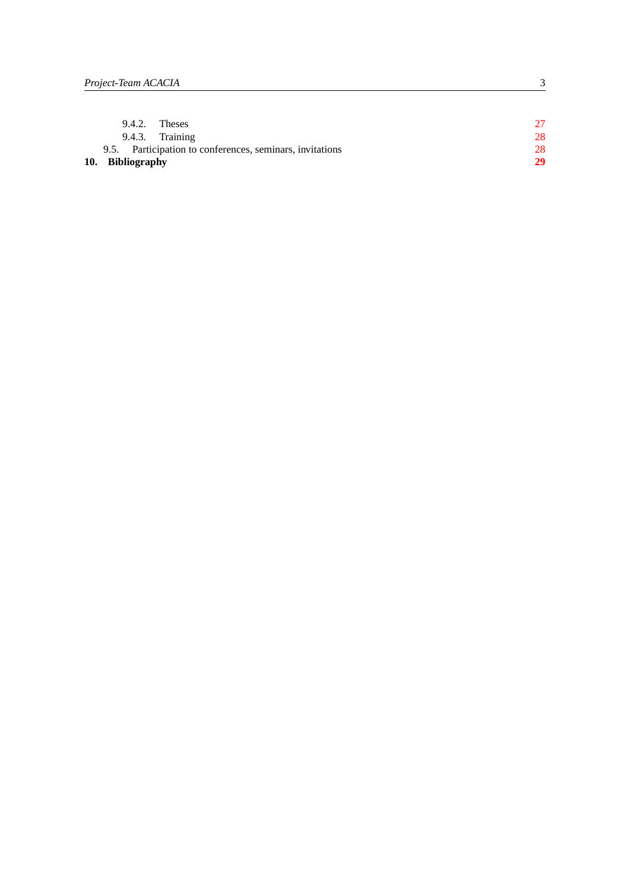9.4.2. Theses 27

9.4.3. Training 28

9.5. Participation to conferences, seminars, invitations 28

**10. Bibliography** **29**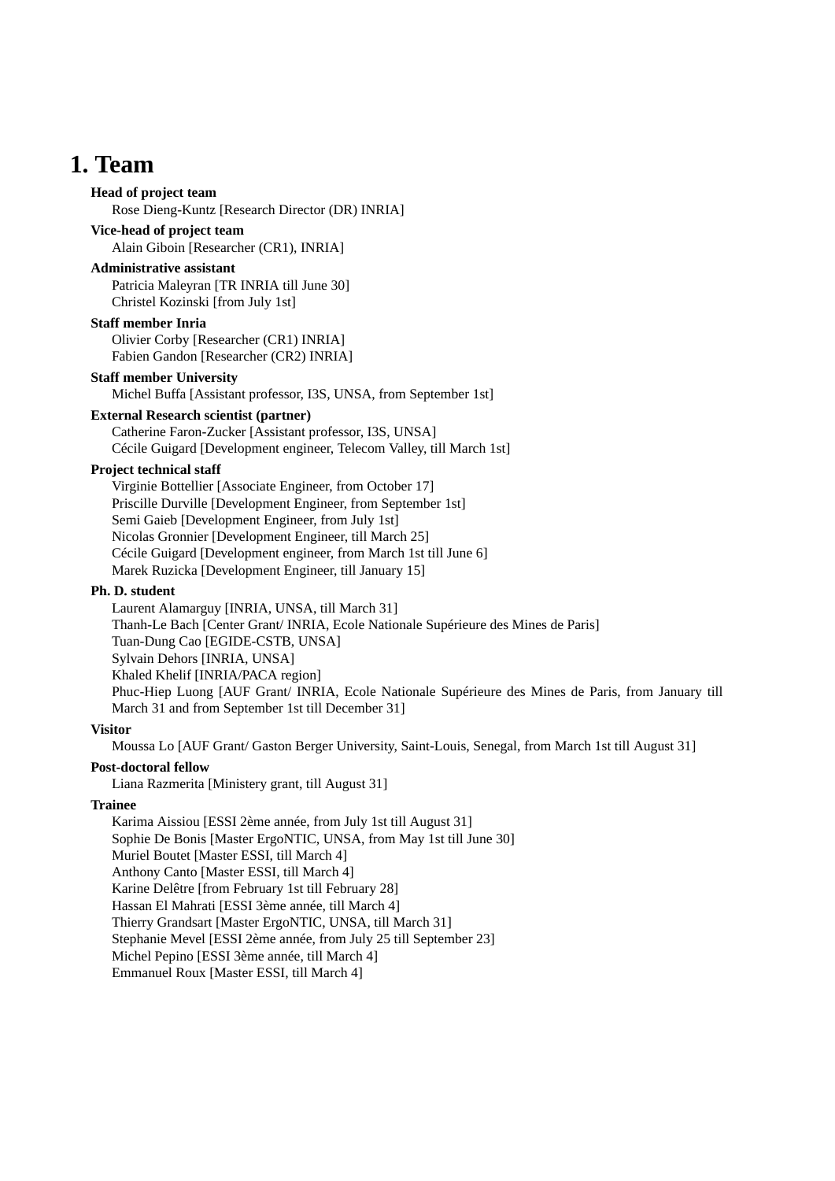# 1. Team

**Head of project team**

Rose Dieng-Kuntz [Research Director (DR) INRIA]

**Vice-head of project team**

Alain Giboin [Researcher (CR1), INRIA]

**Administrative assistant**

Patricia Maleyran [TR INRIA till June 30]
Christel Kozinski [from July 1st]

**Staff member Inria**

Olivier Corby [Researcher (CR1) INRIA]
Fabien Gandon [Researcher (CR2) INRIA]

**Staff member University**

Michel Buffa [Assistant professor, I3S, UNSA, from September 1st]

**External Research scientist (partner)**

Catherine Faron-Zucker [Assistant professor, I3S, UNSA]
Cécile Guigard [Development engineer, Telecom Valley, till March 1st]

**Project technical staff**

Virginie Bottellier [Associate Engineer, from October 17]
Priscille Durville [Development Engineer, from September 1st]
Semi Gaieb [Development Engineer, from July 1st]
Nicolas Gronnier [Development Engineer, till March 25]
Cécile Guigard [Development engineer, from March 1st till June 6]
Marek Ruzicka [Development Engineer, till January 15]

**Ph. D. student**

Laurent Alamarguy [INRIA, UNSA, till March 31]
Thanh-Le Bach [Center Grant/ INRIA, Ecole Nationale Supérieure des Mines de Paris]
Tuan-Dung Cao [EGIDE-CSTB, UNSA]
Sylvain Dehors [INRIA, UNSA]
Khaled Khelif [INRIA/PACA region]
Phuc-Hiep Luong [AUF Grant/ INRIA, Ecole Nationale Supérieure des Mines de Paris, from January till March 31 and from September 1st till December 31]

**Visitor**

Moussa Lo [AUF Grant/ Gaston Berger University, Saint-Louis, Senegal, from March 1st till August 31]

**Post-doctoral fellow**

Liana Razmerita [Ministery grant, till August 31]

**Trainee**

Karima Aissiou [ESSI 2ème année, from July 1st till August 31]
Sophie De Bonis [Master ErgoNTIC, UNSA, from May 1st till June 30]
Muriel Boutet [Master ESSI, till March 4]
Anthony Canto [Master ESSI, till March 4]
Karine Delêtre [from February 1st till February 28]
Hassan El Mahrati [ESSI 3ème année, till March 4]
Thierry Grandsart [Master ErgoNTIC, UNSA, till March 31]
Stephanie Mevel [ESSI 2ème année, from July 25 till September 23]
Michel Pepino [ESSI 3ème année, till March 4]
Emmanuel Roux [Master ESSI, till March 4]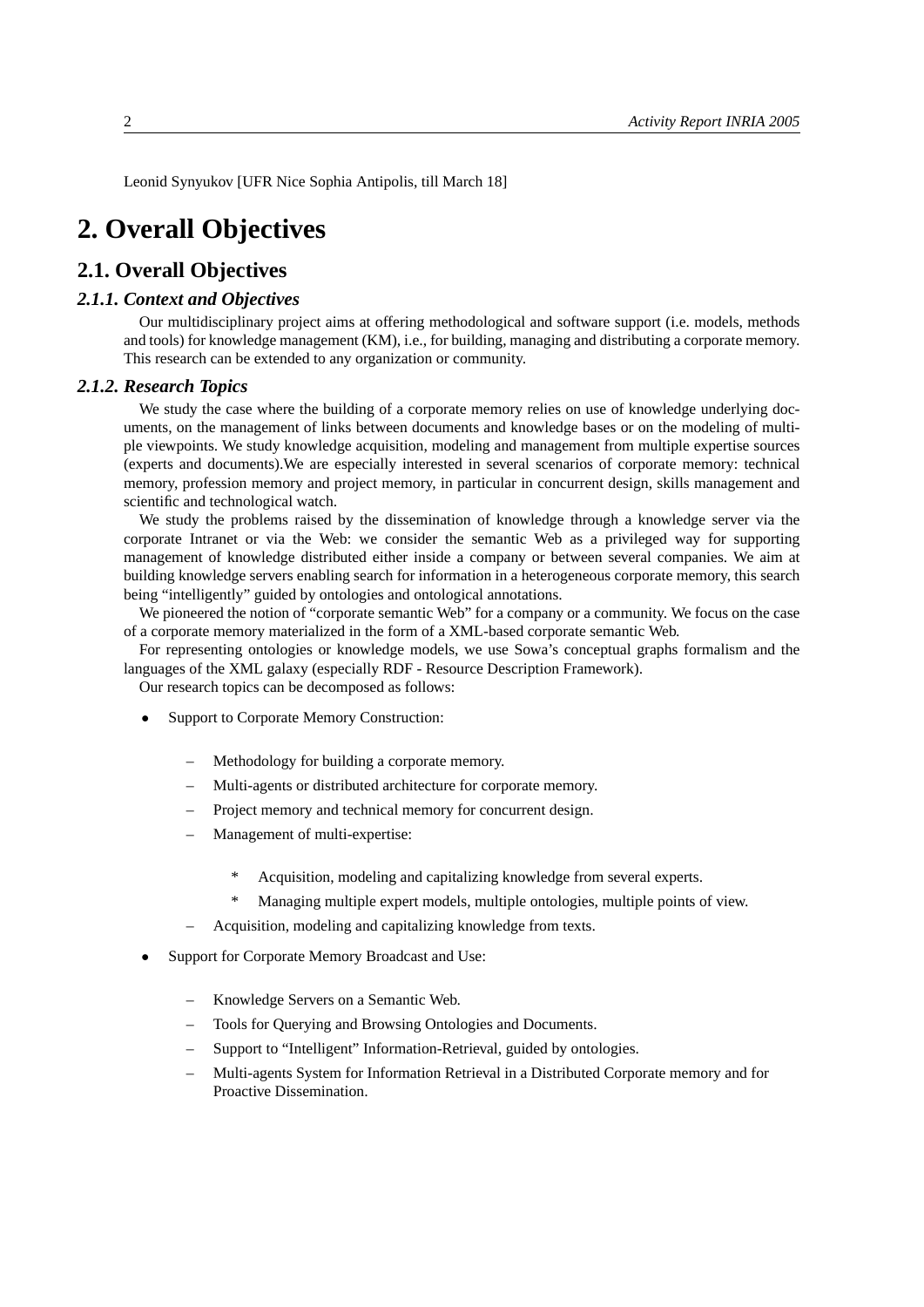Leonid Synyukov [UFR Nice Sophia Antipolis, till March 18]

# 2. Overall Objectives

## 2.1. Overall Objectives

### *2.1.1. Context and Objectives*

Our multidisciplinary project aims at offering methodological and software support (i.e. models, methods and tools) for knowledge management (KM), i.e., for building, managing and distributing a corporate memory. This research can be extended to any organization or community.

### *2.1.2. Research Topics*

We study the case where the building of a corporate memory relies on use of knowledge underlying documents, on the management of links between documents and knowledge bases or on the modeling of multiple viewpoints. We study knowledge acquisition, modeling and management from multiple expertise sources (experts and documents).We are especially interested in several scenarios of corporate memory: technical memory, profession memory and project memory, in particular in concurrent design, skills management and scientific and technological watch.

We study the problems raised by the dissemination of knowledge through a knowledge server via the corporate Intranet or via the Web: we consider the semantic Web as a privileged way for supporting management of knowledge distributed either inside a company or between several companies. We aim at building knowledge servers enabling search for information in a heterogeneous corporate memory, this search being "intelligently" guided by ontologies and ontological annotations.

We pioneered the notion of "corporate semantic Web" for a company or a community. We focus on the case of a corporate memory materialized in the form of a XML-based corporate semantic Web.

For representing ontologies or knowledge models, we use Sowa's conceptual graphs formalism and the languages of the XML galaxy (especially RDF - Resource Description Framework).

Our research topics can be decomposed as follows:

- Support to Corporate Memory Construction:
  - Methodology for building a corporate memory.
  - Multi-agents or distributed architecture for corporate memory.
  - Project memory and technical memory for concurrent design.
  - Management of multi-expertise:
    - Acquisition, modeling and capitalizing knowledge from several experts.
    - Managing multiple expert models, multiple ontologies, multiple points of view.
  - Acquisition, modeling and capitalizing knowledge from texts.
- Support for Corporate Memory Broadcast and Use:
  - Knowledge Servers on a Semantic Web.
  - Tools for Querying and Browsing Ontologies and Documents.
  - Support to "Intelligent" Information-Retrieval, guided by ontologies.
  - Multi-agents System for Information Retrieval in a Distributed Corporate memory and for Proactive Dissemination.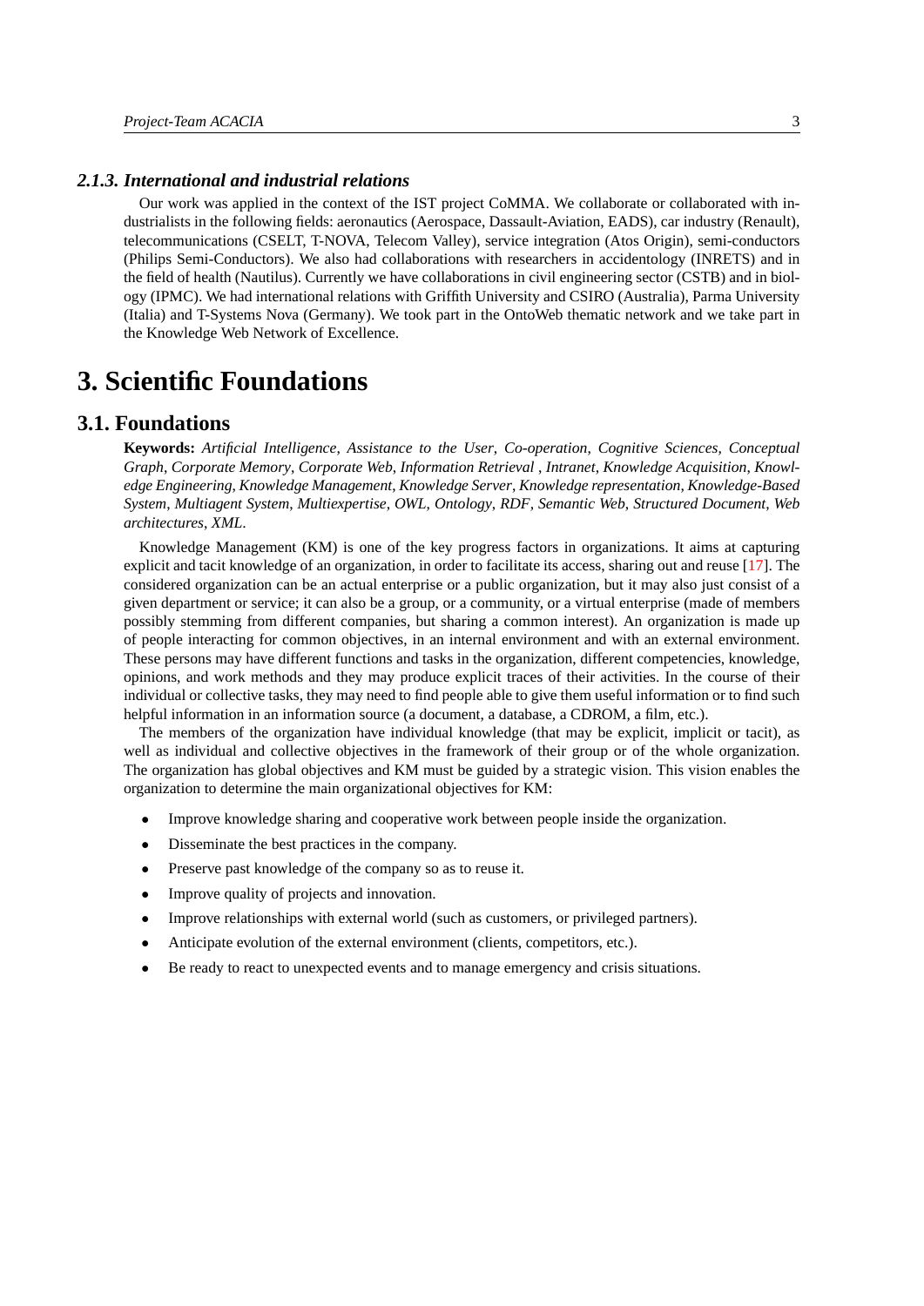### *2.1.3. International and industrial relations*

Our work was applied in the context of the IST project CoMMA. We collaborate or collaborated with industrialists in the following fields: aeronautics (Aerospace, Dassault-Aviation, EADS), car industry (Renault), telecommunications (CSELT, T-NOVA, Telecom Valley), service integration (Atos Origin), semi-conductors (Philips Semi-Conductors). We also had collaborations with researchers in accidentology (INRETS) and in the field of health (Nautilus). Currently we have collaborations in civil engineering sector (CSTB) and in biology (IPMC). We had international relations with Griffith University and CSIRO (Australia), Parma University (Italia) and T-Systems Nova (Germany). We took part in the OntoWeb thematic network and we take part in the Knowledge Web Network of Excellence.

# 3. Scientific Foundations

## 3.1. Foundations

**Keywords:** *Artificial Intelligence, Assistance to the User, Co-operation, Cognitive Sciences, Conceptual Graph, Corporate Memory, Corporate Web, Information Retrieval , Intranet, Knowledge Acquisition, Knowledge Engineering, Knowledge Management, Knowledge Server, Knowledge representation, Knowledge-Based System, Multiagent System, Multiexpertise, OWL, Ontology, RDF, Semantic Web, Structured Document, Web architectures, XML*.

Knowledge Management (KM) is one of the key progress factors in organizations. It aims at capturing explicit and tacit knowledge of an organization, in order to facilitate its access, sharing out and reuse [17]. The considered organization can be an actual enterprise or a public organization, but it may also just consist of a given department or service; it can also be a group, or a community, or a virtual enterprise (made of members possibly stemming from different companies, but sharing a common interest). An organization is made up of people interacting for common objectives, in an internal environment and with an external environment. These persons may have different functions and tasks in the organization, different competencies, knowledge, opinions, and work methods and they may produce explicit traces of their activities. In the course of their individual or collective tasks, they may need to find people able to give them useful information or to find such helpful information in an information source (a document, a database, a CDROM, a film, etc.).

The members of the organization have individual knowledge (that may be explicit, implicit or tacit), as well as individual and collective objectives in the framework of their group or of the whole organization. The organization has global objectives and KM must be guided by a strategic vision. This vision enables the organization to determine the main organizational objectives for KM:

- Improve knowledge sharing and cooperative work between people inside the organization.
- Disseminate the best practices in the company.
- Preserve past knowledge of the company so as to reuse it.
- Improve quality of projects and innovation.
- Improve relationships with external world (such as customers, or privileged partners).
- Anticipate evolution of the external environment (clients, competitors, etc.).
- Be ready to react to unexpected events and to manage emergency and crisis situations.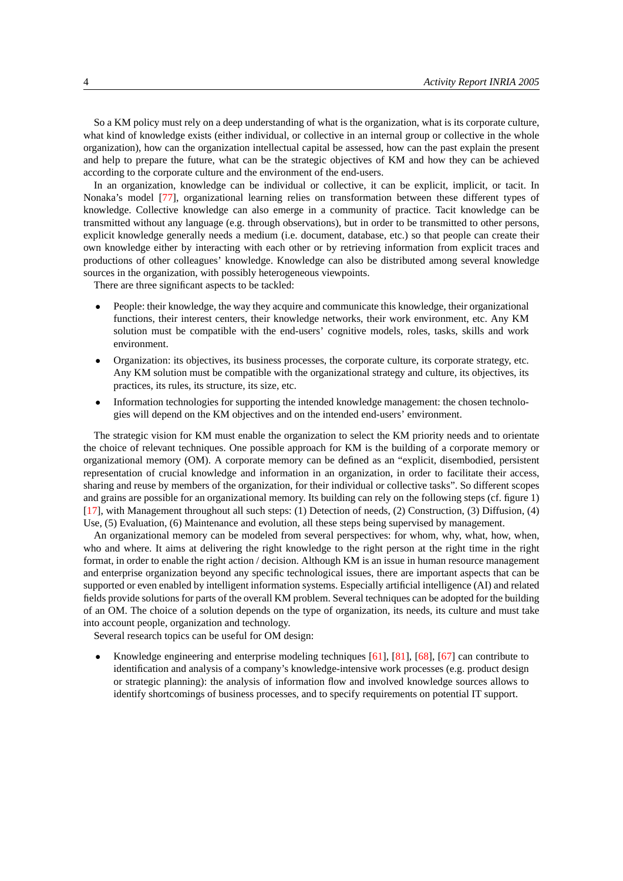So a KM policy must rely on a deep understanding of what is the organization, what is its corporate culture, what kind of knowledge exists (either individual, or collective in an internal group or collective in the whole organization), how can the organization intellectual capital be assessed, how can the past explain the present and help to prepare the future, what can be the strategic objectives of KM and how they can be achieved according to the corporate culture and the environment of the end-users.

In an organization, knowledge can be individual or collective, it can be explicit, implicit, or tacit. In Nonaka's model [77], organizational learning relies on transformation between these different types of knowledge. Collective knowledge can also emerge in a community of practice. Tacit knowledge can be transmitted without any language (e.g. through observations), but in order to be transmitted to other persons, explicit knowledge generally needs a medium (i.e. document, database, etc.) so that people can create their own knowledge either by interacting with each other or by retrieving information from explicit traces and productions of other colleagues' knowledge. Knowledge can also be distributed among several knowledge sources in the organization, with possibly heterogeneous viewpoints.

There are three significant aspects to be tackled:

- People: their knowledge, the way they acquire and communicate this knowledge, their organizational functions, their interest centers, their knowledge networks, their work environment, etc. Any KM solution must be compatible with the end-users' cognitive models, roles, tasks, skills and work environment.
- Organization: its objectives, its business processes, the corporate culture, its corporate strategy, etc. Any KM solution must be compatible with the organizational strategy and culture, its objectives, its practices, its rules, its structure, its size, etc.
- Information technologies for supporting the intended knowledge management: the chosen technologies will depend on the KM objectives and on the intended end-users' environment.

The strategic vision for KM must enable the organization to select the KM priority needs and to orientate the choice of relevant techniques. One possible approach for KM is the building of a corporate memory or organizational memory (OM). A corporate memory can be defined as an "explicit, disembodied, persistent representation of crucial knowledge and information in an organization, in order to facilitate their access, sharing and reuse by members of the organization, for their individual or collective tasks". So different scopes and grains are possible for an organizational memory. Its building can rely on the following steps (cf. figure 1) [17], with Management throughout all such steps: (1) Detection of needs, (2) Construction, (3) Diffusion, (4) Use, (5) Evaluation, (6) Maintenance and evolution, all these steps being supervised by management.

An organizational memory can be modeled from several perspectives: for whom, why, what, how, when, who and where. It aims at delivering the right knowledge to the right person at the right time in the right format, in order to enable the right action / decision. Although KM is an issue in human resource management and enterprise organization beyond any specific technological issues, there are important aspects that can be supported or even enabled by intelligent information systems. Especially artificial intelligence (AI) and related fields provide solutions for parts of the overall KM problem. Several techniques can be adopted for the building of an OM. The choice of a solution depends on the type of organization, its needs, its culture and must take into account people, organization and technology.

Several research topics can be useful for OM design:

- Knowledge engineering and enterprise modeling techniques [61], [81], [68], [67] can contribute to identification and analysis of a company's knowledge-intensive work processes (e.g. product design or strategic planning): the analysis of information flow and involved knowledge sources allows to identify shortcomings of business processes, and to specify requirements on potential IT support.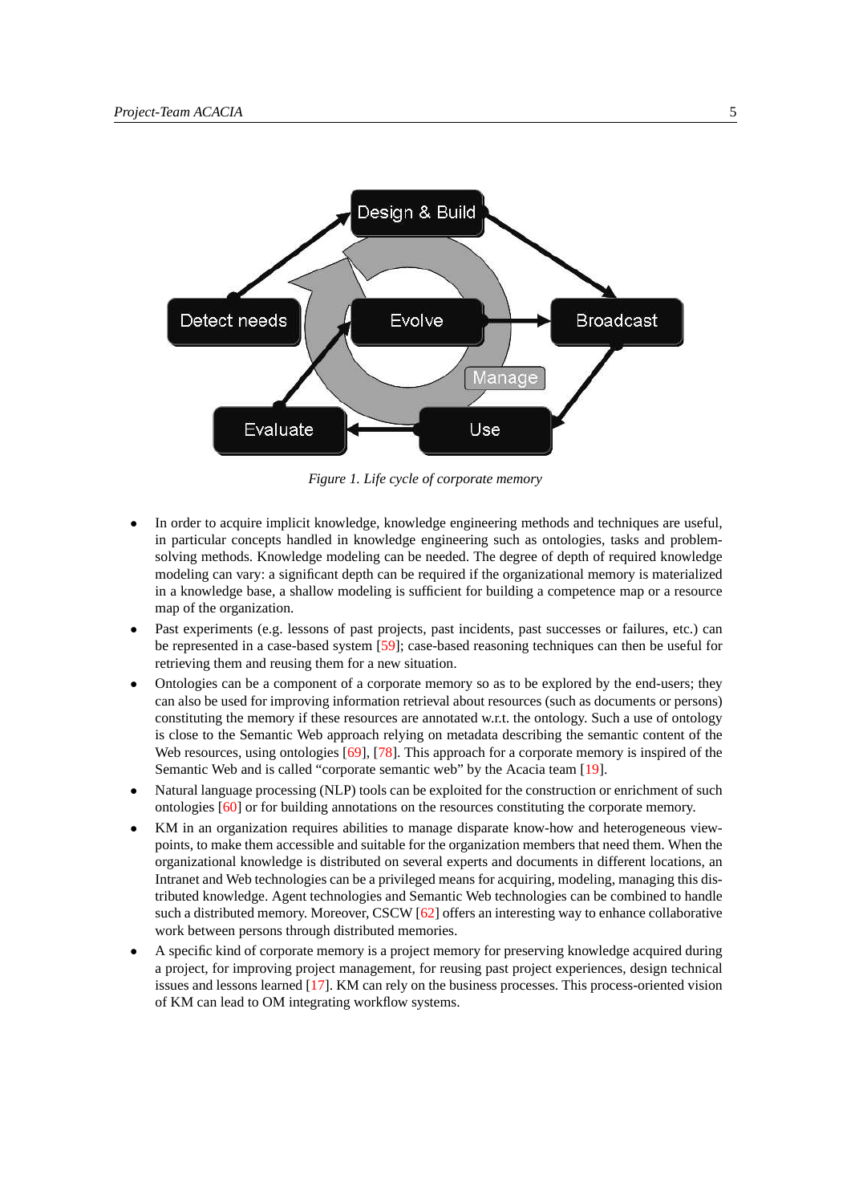*Figure 1. Life cycle of corporate memory*

- In order to acquire implicit knowledge, knowledge engineering methods and techniques are useful, in particular concepts handled in knowledge engineering such as ontologies, tasks and problem-solving methods. Knowledge modeling can be needed. The degree of depth of required knowledge modeling can vary: a significant depth can be required if the organizational memory is materialized in a knowledge base, a shallow modeling is sufficient for building a competence map or a resource map of the organization.
- Past experiments (e.g. lessons of past projects, past incidents, past successes or failures, etc.) can be represented in a case-based system [59]; case-based reasoning techniques can then be useful for retrieving them and reusing them for a new situation.
- Ontologies can be a component of a corporate memory so as to be explored by the end-users; they can also be used for improving information retrieval about resources (such as documents or persons) constituting the memory if these resources are annotated w.r.t. the ontology. Such a use of ontology is close to the Semantic Web approach relying on metadata describing the semantic content of the Web resources, using ontologies [69], [78]. This approach for a corporate memory is inspired of the Semantic Web and is called "corporate semantic web" by the Acacia team [19].
- Natural language processing (NLP) tools can be exploited for the construction or enrichment of such ontologies [60] or for building annotations on the resources constituting the corporate memory.
- KM in an organization requires abilities to manage disparate know-how and heterogeneous view-points, to make them accessible and suitable for the organization members that need them. When the organizational knowledge is distributed on several experts and documents in different locations, an Intranet and Web technologies can be a privileged means for acquiring, modeling, managing this distributed knowledge. Agent technologies and Semantic Web technologies can be combined to handle such a distributed memory. Moreover, CSCW [62] offers an interesting way to enhance collaborative work between persons through distributed memories.
- A specific kind of corporate memory is a project memory for preserving knowledge acquired during a project, for improving project management, for reusing past project experiences, design technical issues and lessons learned [17]. KM can rely on the business processes. This process-oriented vision of KM can lead to OM integrating workflow systems.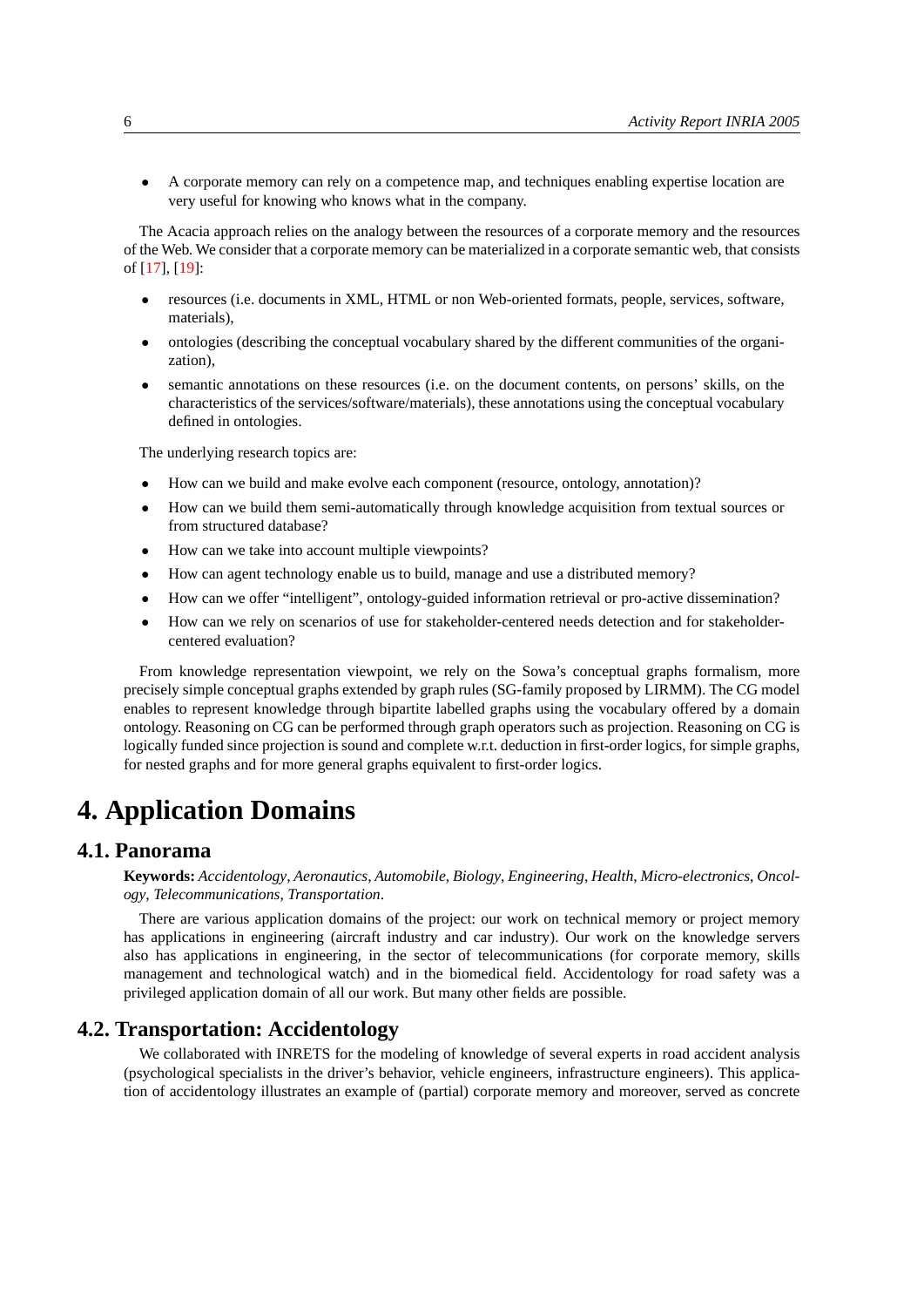- A corporate memory can rely on a competence map, and techniques enabling expertise location are very useful for knowing who knows what in the company.

The Acacia approach relies on the analogy between the resources of a corporate memory and the resources of the Web. We consider that a corporate memory can be materialized in a corporate semantic web, that consists of [17], [19]:

- resources (i.e. documents in XML, HTML or non Web-oriented formats, people, services, software, materials),
- ontologies (describing the conceptual vocabulary shared by the different communities of the organization),
- semantic annotations on these resources (i.e. on the document contents, on persons' skills, on the characteristics of the services/software/materials), these annotations using the conceptual vocabulary defined in ontologies.

The underlying research topics are:

- How can we build and make evolve each component (resource, ontology, annotation)?
- How can we build them semi-automatically through knowledge acquisition from textual sources or from structured database?
- How can we take into account multiple viewpoints?
- How can agent technology enable us to build, manage and use a distributed memory?
- How can we offer "intelligent", ontology-guided information retrieval or pro-active dissemination?
- How can we rely on scenarios of use for stakeholder-centered needs detection and for stakeholder-centered evaluation?

From knowledge representation viewpoint, we rely on the Sowa's conceptual graphs formalism, more precisely simple conceptual graphs extended by graph rules (SG-family proposed by LIRMM). The CG model enables to represent knowledge through bipartite labelled graphs using the vocabulary offered by a domain ontology. Reasoning on CG can be performed through graph operators such as projection. Reasoning on CG is logically funded since projection is sound and complete w.r.t. deduction in first-order logics, for simple graphs, for nested graphs and for more general graphs equivalent to first-order logics.

# 4. Application Domains

## 4.1. Panorama

**Keywords:** *Accidentology*, *Aeronautics*, *Automobile*, *Biology*, *Engineering*, *Health*, *Micro-electronics*, *Oncology*, *Telecommunications*, *Transportation*.

There are various application domains of the project: our work on technical memory or project memory has applications in engineering (aircraft industry and car industry). Our work on the knowledge servers also has applications in engineering, in the sector of telecommunications (for corporate memory, skills management and technological watch) and in the biomedical field. Accidentology for road safety was a privileged application domain of all our work. But many other fields are possible.

## 4.2. Transportation: Accidentology

We collaborated with INRETS for the modeling of knowledge of several experts in road accident analysis (psychological specialists in the driver's behavior, vehicle engineers, infrastructure engineers). This application of accidentology illustrates an example of (partial) corporate memory and moreover, served as concrete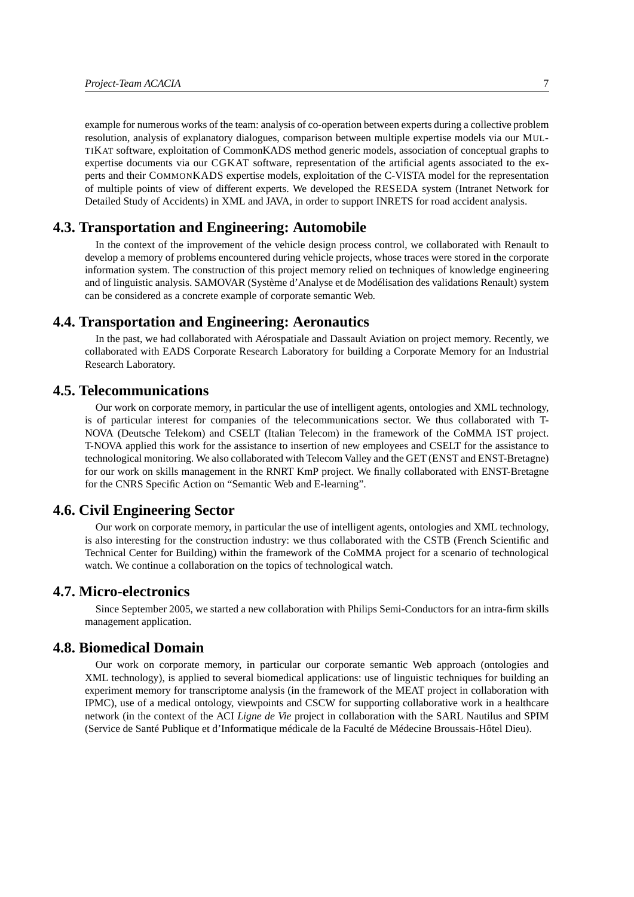example for numerous works of the team: analysis of co-operation between experts during a collective problem resolution, analysis of explanatory dialogues, comparison between multiple expertise models via our MULTIKAT software, exploitation of CommonKADS method generic models, association of conceptual graphs to expertise documents via our CGKAT software, representation of the artificial agents associated to the experts and their COMMONKADS expertise models, exploitation of the C-VISTA model for the representation of multiple points of view of different experts. We developed the RESEDA system (Intranet Network for Detailed Study of Accidents) in XML and JAVA, in order to support INRETS for road accident analysis.

## 4.3. Transportation and Engineering: Automobile

In the context of the improvement of the vehicle design process control, we collaborated with Renault to develop a memory of problems encountered during vehicle projects, whose traces were stored in the corporate information system. The construction of this project memory relied on techniques of knowledge engineering and of linguistic analysis. SAMOVAR (Système d'Analyse et de Modélisation des validations Renault) system can be considered as a concrete example of corporate semantic Web.

## 4.4. Transportation and Engineering: Aeronautics

In the past, we had collaborated with Aérospatiale and Dassault Aviation on project memory. Recently, we collaborated with EADS Corporate Research Laboratory for building a Corporate Memory for an Industrial Research Laboratory.

## 4.5. Telecommunications

Our work on corporate memory, in particular the use of intelligent agents, ontologies and XML technology, is of particular interest for companies of the telecommunications sector. We thus collaborated with T-NOVA (Deutsche Telekom) and CSELT (Italian Telecom) in the framework of the CoMMA IST project. T-NOVA applied this work for the assistance to insertion of new employees and CSELT for the assistance to technological monitoring. We also collaborated with Telecom Valley and the GET (ENST and ENST-Bretagne) for our work on skills management in the RNRT KmP project. We finally collaborated with ENST-Bretagne for the CNRS Specific Action on "Semantic Web and E-learning".

## 4.6. Civil Engineering Sector

Our work on corporate memory, in particular the use of intelligent agents, ontologies and XML technology, is also interesting for the construction industry: we thus collaborated with the CSTB (French Scientific and Technical Center for Building) within the framework of the CoMMA project for a scenario of technological watch. We continue a collaboration on the topics of technological watch.

## 4.7. Micro-electronics

Since September 2005, we started a new collaboration with Philips Semi-Conductors for an intra-firm skills management application.

## 4.8. Biomedical Domain

Our work on corporate memory, in particular our corporate semantic Web approach (ontologies and XML technology), is applied to several biomedical applications: use of linguistic techniques for building an experiment memory for transcriptome analysis (in the framework of the MEAT project in collaboration with IPMC), use of a medical ontology, viewpoints and CSCW for supporting collaborative work in a healthcare network (in the context of the ACI *Ligne de Vie* project in collaboration with the SARL Nautilus and SPIM (Service de Santé Publique et d'Informatique médicale de la Faculté de Médecine Broussais-Hôtel Dieu).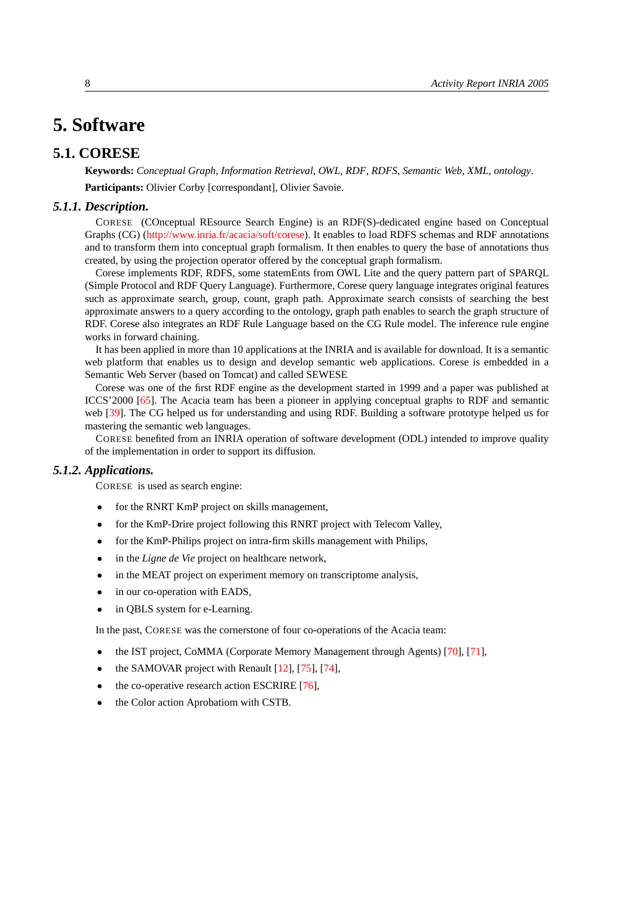# 5. Software

## 5.1. CORESE

**Keywords:** *Conceptual Graph*, *Information Retrieval*, *OWL*, *RDF*, *RDFS*, *Semantic Web*, *XML*, *ontology*.

**Participants:** Olivier Corby [correspondant], Olivier Savoie.

### *5.1.1. Description.*

CORESE (COnceptual REsource Search Engine) is an RDF(S)-dedicated engine based on Conceptual Graphs (CG) (http://www.inria.fr/acacia/soft/corese). It enables to load RDFS schemas and RDF annotations and to transform them into conceptual graph formalism. It then enables to query the base of annotations thus created, by using the projection operator offered by the conceptual graph formalism.

Corese implements RDF, RDFS, some statemEnts from OWL Lite and the query pattern part of SPARQL (Simple Protocol and RDF Query Language). Furthermore, Corese query language integrates original features such as approximate search, group, count, graph path. Approximate search consists of searching the best approximate answers to a query according to the ontology, graph path enables to search the graph structure of RDF. Corese also integrates an RDF Rule Language based on the CG Rule model. The inference rule engine works in forward chaining.

It has been applied in more than 10 applications at the INRIA and is available for download. It is a semantic web platform that enables us to design and develop semantic web applications. Corese is embedded in a Semantic Web Server (based on Tomcat) and called SEWESE

Corese was one of the first RDF engine as the development started in 1999 and a paper was published at ICCS'2000 [65]. The Acacia team has been a pioneer in applying conceptual graphs to RDF and semantic web [39]. The CG helped us for understanding and using RDF. Building a software prototype helped us for mastering the semantic web languages.

CORESE benefited from an INRIA operation of software development (ODL) intended to improve quality of the implementation in order to support its diffusion.

### *5.1.2. Applications.*

CORESE is used as search engine:

- for the RNRT KmP project on skills management,
- for the KmP-Drire project following this RNRT project with Telecom Valley,
- for the KmP-Philips project on intra-firm skills management with Philips,
- in the *Ligne de Vie* project on healthcare network,
- in the MEAT project on experiment memory on transcriptome analysis,
- in our co-operation with EADS,
- in QBLS system for e-Learning.

In the past, CORESE was the cornerstone of four co-operations of the Acacia team:

- the IST project, CoMMA (Corporate Memory Management through Agents) [70], [71],
- the SAMOVAR project with Renault [12], [75], [74],
- the co-operative research action ESCRIRE [76],
- the Color action Aprobatiom with CSTB.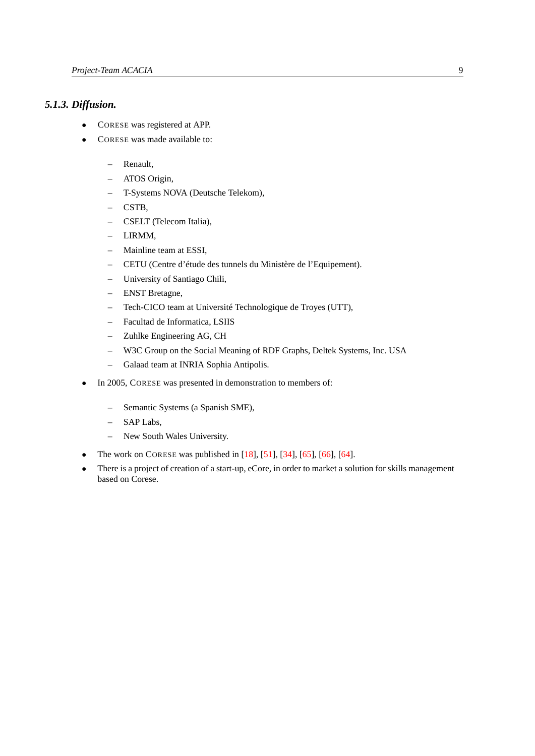### 5.1.3. Diffusion.

- CORESE was registered at APP.
- CORESE was made available to:
  - Renault,
  - ATOS Origin,
  - T-Systems NOVA (Deutsche Telekom),
  - CSTB,
  - CSELT (Telecom Italia),
  - LIRMM,
  - Mainline team at ESSI,
  - CETU (Centre d'étude des tunnels du Ministère de l'Equipement).
  - University of Santiago Chili,
  - ENST Bretagne,
  - Tech-CICO team at Université Technologique de Troyes (UTT),
  - Facultad de Informatica, LSIIS
  - Zuhlke Engineering AG, CH
  - W3C Group on the Social Meaning of RDF Graphs, Deltek Systems, Inc. USA
  - Galaad team at INRIA Sophia Antipolis.
- In 2005, CORESE was presented in demonstration to members of:
  - Semantic Systems (a Spanish SME),
  - SAP Labs,
  - New South Wales University.
- The work on CORESE was published in [18], [51], [34], [65], [66], [64].
- There is a project of creation of a start-up, eCore, in order to market a solution for skills management based on Corese.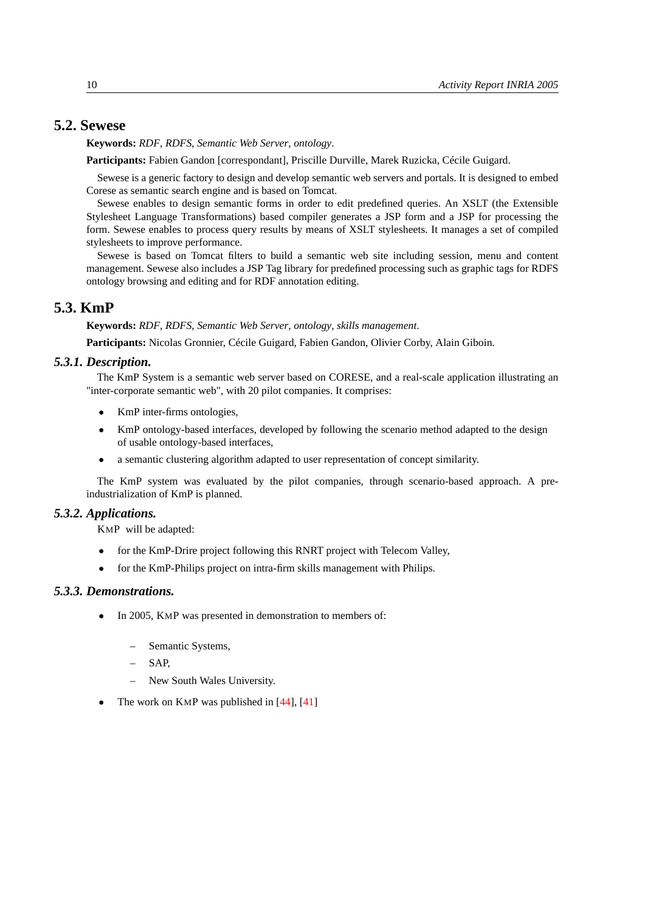## 5.2. Sewese

**Keywords:** *RDF*, *RDFS*, *Semantic Web Server*, *ontology*.

**Participants:** Fabien Gandon [correspondant], Priscille Durville, Marek Ruzicka, Cécile Guigard.

Sewese is a generic factory to design and develop semantic web servers and portals. It is designed to embed Corese as semantic search engine and is based on Tomcat.

Sewese enables to design semantic forms in order to edit predefined queries. An XSLT (the Extensible Stylesheet Language Transformations) based compiler generates a JSP form and a JSP for processing the form. Sewese enables to process query results by means of XSLT stylesheets. It manages a set of compiled stylesheets to improve performance.

Sewese is based on Tomcat filters to build a semantic web site including session, menu and content management. Sewese also includes a JSP Tag library for predefined processing such as graphic tags for RDFS ontology browsing and editing and for RDF annotation editing.

## 5.3. KmP

**Keywords:** *RDF*, *RDFS*, *Semantic Web Server*, *ontology*, *skills management*.

**Participants:** Nicolas Gronnier, Cécile Guigard, Fabien Gandon, Olivier Corby, Alain Giboin.

### *5.3.1. Description.*

The KmP System is a semantic web server based on CORESE, and a real-scale application illustrating an "inter-corporate semantic web", with 20 pilot companies. It comprises:

- KmP inter-firms ontologies,
- KmP ontology-based interfaces, developed by following the scenario method adapted to the design of usable ontology-based interfaces,
- a semantic clustering algorithm adapted to user representation of concept similarity.

The KmP system was evaluated by the pilot companies, through scenario-based approach. A pre-industrialization of KmP is planned.

### *5.3.2. Applications.*

KMP will be adapted:

- for the KmP-Drire project following this RNRT project with Telecom Valley,
- for the KmP-Philips project on intra-firm skills management with Philips.

### *5.3.3. Demonstrations.*

- In 2005, KMP was presented in demonstration to members of:
  - Semantic Systems,
  - SAP,
  - New South Wales University.
- The work on KMP was published in [44], [41]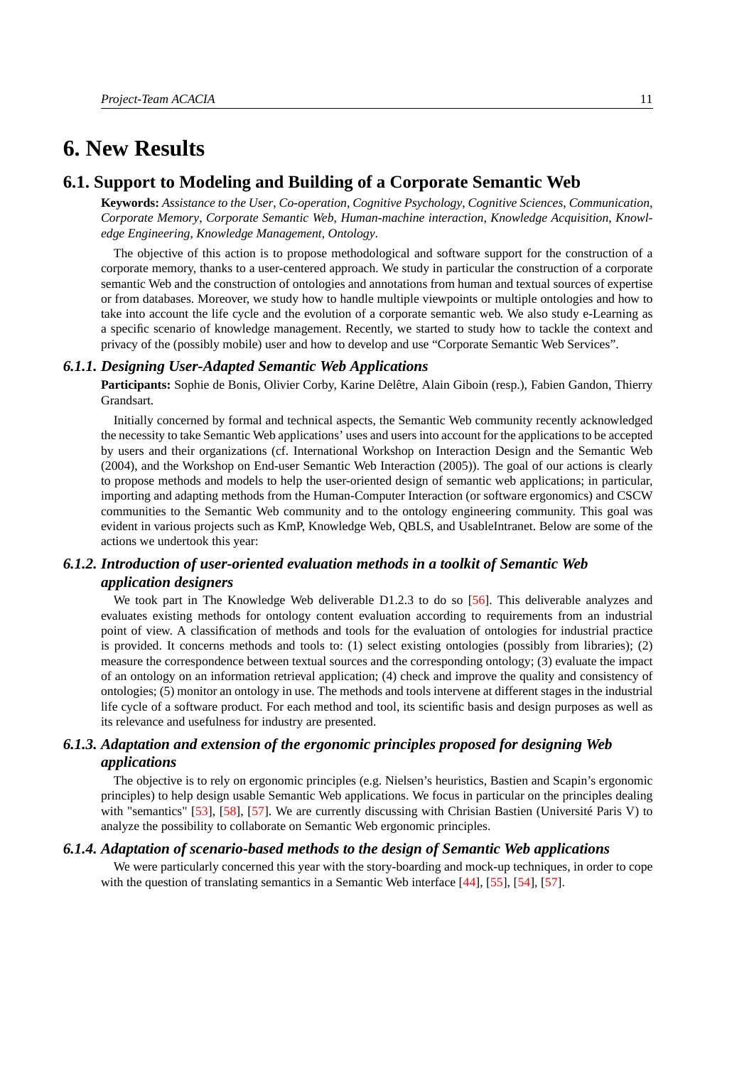# 6. New Results

## 6.1. Support to Modeling and Building of a Corporate Semantic Web

**Keywords:** *Assistance to the User*, *Co-operation*, *Cognitive Psychology*, *Cognitive Sciences*, *Communication*, *Corporate Memory*, *Corporate Semantic Web*, *Human-machine interaction*, *Knowledge Acquisition*, *Knowledge Engineering*, *Knowledge Management*, *Ontology*.

The objective of this action is to propose methodological and software support for the construction of a corporate memory, thanks to a user-centered approach. We study in particular the construction of a corporate semantic Web and the construction of ontologies and annotations from human and textual sources of expertise or from databases. Moreover, we study how to handle multiple viewpoints or multiple ontologies and how to take into account the life cycle and the evolution of a corporate semantic web. We also study e-Learning as a specific scenario of knowledge management. Recently, we started to study how to tackle the context and privacy of the (possibly mobile) user and how to develop and use "Corporate Semantic Web Services".

### *6.1.1. Designing User-Adapted Semantic Web Applications*

**Participants:** Sophie de Bonis, Olivier Corby, Karine Delêtre, Alain Giboin (resp.), Fabien Gandon, Thierry Grandsart.

Initially concerned by formal and technical aspects, the Semantic Web community recently acknowledged the necessity to take Semantic Web applications' uses and users into account for the applications to be accepted by users and their organizations (cf. International Workshop on Interaction Design and the Semantic Web (2004), and the Workshop on End-user Semantic Web Interaction (2005)). The goal of our actions is clearly to propose methods and models to help the user-oriented design of semantic web applications; in particular, importing and adapting methods from the Human-Computer Interaction (or software ergonomics) and CSCW communities to the Semantic Web community and to the ontology engineering community. This goal was evident in various projects such as KmP, Knowledge Web, QBLS, and UsableIntranet. Below are some of the actions we undertook this year:

### *6.1.2. Introduction of user-oriented evaluation methods in a toolkit of Semantic Web application designers*

We took part in The Knowledge Web deliverable D1.2.3 to do so [56]. This deliverable analyzes and evaluates existing methods for ontology content evaluation according to requirements from an industrial point of view. A classification of methods and tools for the evaluation of ontologies for industrial practice is provided. It concerns methods and tools to: (1) select existing ontologies (possibly from libraries); (2) measure the correspondence between textual sources and the corresponding ontology; (3) evaluate the impact of an ontology on an information retrieval application; (4) check and improve the quality and consistency of ontologies; (5) monitor an ontology in use. The methods and tools intervene at different stages in the industrial life cycle of a software product. For each method and tool, its scientific basis and design purposes as well as its relevance and usefulness for industry are presented.

### *6.1.3. Adaptation and extension of the ergonomic principles proposed for designing Web applications*

The objective is to rely on ergonomic principles (e.g. Nielsen's heuristics, Bastien and Scapin's ergonomic principles) to help design usable Semantic Web applications. We focus in particular on the principles dealing with "semantics" [53], [58], [57]. We are currently discussing with Chrisian Bastien (Université Paris V) to analyze the possibility to collaborate on Semantic Web ergonomic principles.

### *6.1.4. Adaptation of scenario-based methods to the design of Semantic Web applications*

We were particularly concerned this year with the story-boarding and mock-up techniques, in order to cope with the question of translating semantics in a Semantic Web interface [44], [55], [54], [57].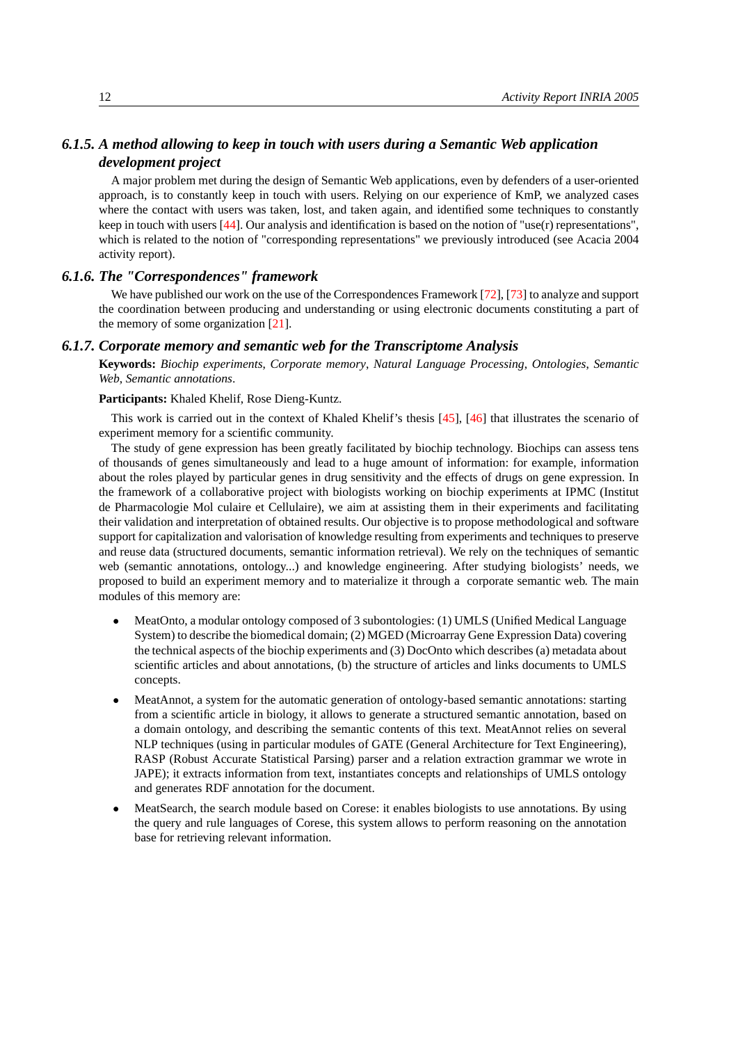### 6.1.5. A method allowing to keep in touch with users during a Semantic Web application development project

A major problem met during the design of Semantic Web applications, even by defenders of a user-oriented approach, is to constantly keep in touch with users. Relying on our experience of KmP, we analyzed cases where the contact with users was taken, lost, and taken again, and identified some techniques to constantly keep in touch with users [44]. Our analysis and identification is based on the notion of "use(r) representations", which is related to the notion of "corresponding representations" we previously introduced (see Acacia 2004 activity report).

### 6.1.6. The "Correspondences" framework

We have published our work on the use of the Correspondences Framework [72], [73] to analyze and support the coordination between producing and understanding or using electronic documents constituting a part of the memory of some organization [21].

### 6.1.7. Corporate memory and semantic web for the Transcriptome Analysis

**Keywords:** *Biochip experiments*, *Corporate memory*, *Natural Language Processing*, *Ontologies*, *Semantic Web*, *Semantic annotations*.

**Participants:** Khaled Khelif, Rose Dieng-Kuntz.

This work is carried out in the context of Khaled Khelif's thesis [45], [46] that illustrates the scenario of experiment memory for a scientific community.

The study of gene expression has been greatly facilitated by biochip technology. Biochips can assess tens of thousands of genes simultaneously and lead to a huge amount of information: for example, information about the roles played by particular genes in drug sensitivity and the effects of drugs on gene expression. In the framework of a collaborative project with biologists working on biochip experiments at IPMC (Institut de Pharmacologie Mol culaire et Cellulaire), we aim at assisting them in their experiments and facilitating their validation and interpretation of obtained results. Our objective is to propose methodological and software support for capitalization and valorisation of knowledge resulting from experiments and techniques to preserve and reuse data (structured documents, semantic information retrieval). We rely on the techniques of semantic web (semantic annotations, ontology...) and knowledge engineering. After studying biologists' needs, we proposed to build an experiment memory and to materialize it through a corporate semantic web. The main modules of this memory are:

- MeatOnto, a modular ontology composed of 3 subontologies: (1) UMLS (Unified Medical Language System) to describe the biomedical domain; (2) MGED (Microarray Gene Expression Data) covering the technical aspects of the biochip experiments and (3) DocOnto which describes (a) metadata about scientific articles and about annotations, (b) the structure of articles and links documents to UMLS concepts.
- MeatAnnot, a system for the automatic generation of ontology-based semantic annotations: starting from a scientific article in biology, it allows to generate a structured semantic annotation, based on a domain ontology, and describing the semantic contents of this text. MeatAnnot relies on several NLP techniques (using in particular modules of GATE (General Architecture for Text Engineering), RASP (Robust Accurate Statistical Parsing) parser and a relation extraction grammar we wrote in JAPE); it extracts information from text, instantiates concepts and relationships of UMLS ontology and generates RDF annotation for the document.
- MeatSearch, the search module based on Corese: it enables biologists to use annotations. By using the query and rule languages of Corese, this system allows to perform reasoning on the annotation base for retrieving relevant information.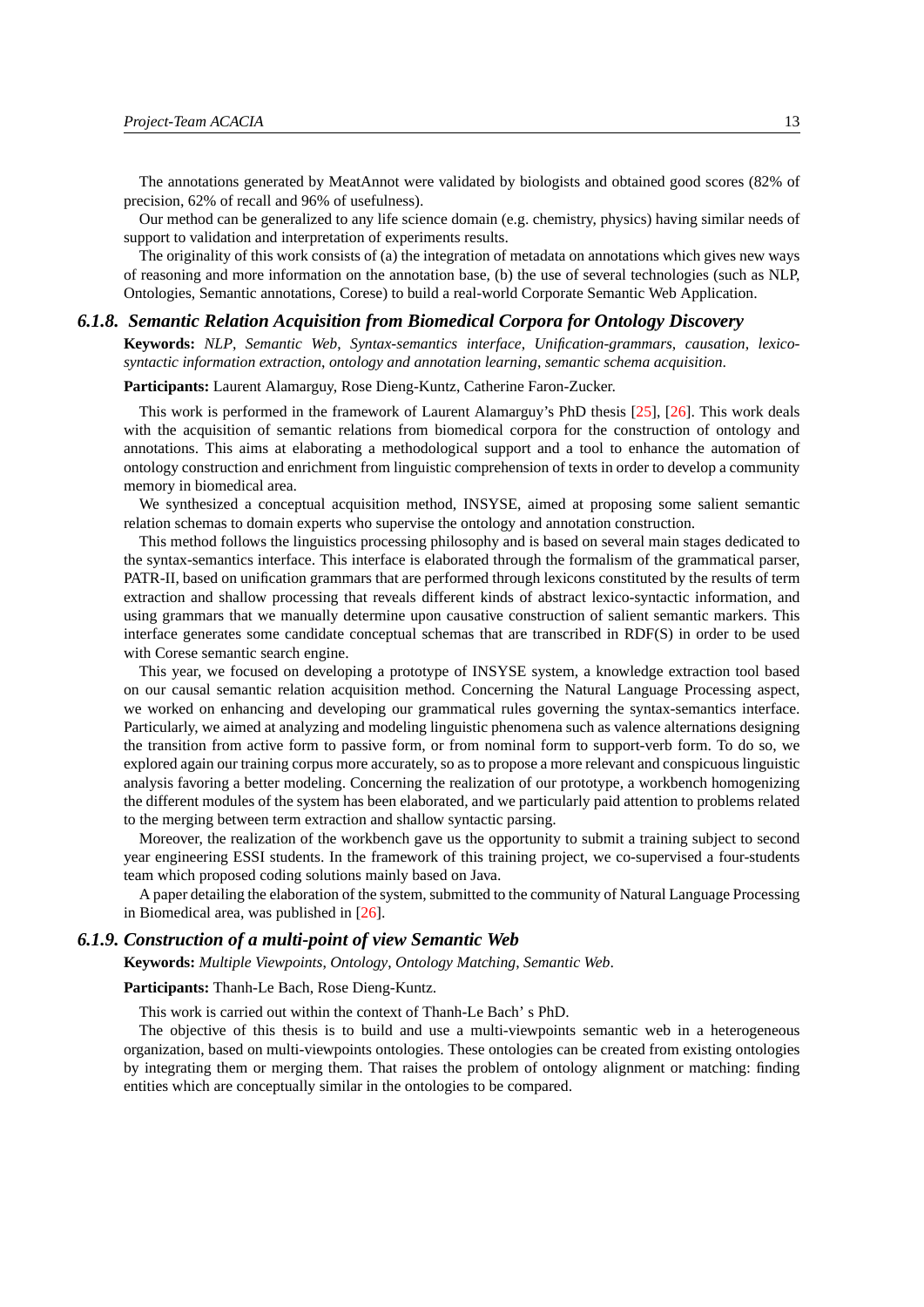The annotations generated by MeatAnnot were validated by biologists and obtained good scores (82% of precision, 62% of recall and 96% of usefulness).

Our method can be generalized to any life science domain (e.g. chemistry, physics) having similar needs of support to validation and interpretation of experiments results.

The originality of this work consists of (a) the integration of metadata on annotations which gives new ways of reasoning and more information on the annotation base, (b) the use of several technologies (such as NLP, Ontologies, Semantic annotations, Corese) to build a real-world Corporate Semantic Web Application.

### 6.1.8. Semantic Relation Acquisition from Biomedical Corpora for Ontology Discovery

**Keywords:** *NLP*, *Semantic Web*, *Syntax-semantics interface*, *Unification-grammars*, *causation*, *lexico-syntactic information extraction*, *ontology and annotation learning*, *semantic schema acquisition*.

**Participants:** Laurent Alamarguy, Rose Dieng-Kuntz, Catherine Faron-Zucker.

This work is performed in the framework of Laurent Alamarguy's PhD thesis [25], [26]. This work deals with the acquisition of semantic relations from biomedical corpora for the construction of ontology and annotations. This aims at elaborating a methodological support and a tool to enhance the automation of ontology construction and enrichment from linguistic comprehension of texts in order to develop a community memory in biomedical area.

We synthesized a conceptual acquisition method, INSYSE, aimed at proposing some salient semantic relation schemas to domain experts who supervise the ontology and annotation construction.

This method follows the linguistics processing philosophy and is based on several main stages dedicated to the syntax-semantics interface. This interface is elaborated through the formalism of the grammatical parser, PATR-II, based on unification grammars that are performed through lexicons constituted by the results of term extraction and shallow processing that reveals different kinds of abstract lexico-syntactic information, and using grammars that we manually determine upon causative construction of salient semantic markers. This interface generates some candidate conceptual schemas that are transcribed in RDF(S) in order to be used with Corese semantic search engine.

This year, we focused on developing a prototype of INSYSE system, a knowledge extraction tool based on our causal semantic relation acquisition method. Concerning the Natural Language Processing aspect, we worked on enhancing and developing our grammatical rules governing the syntax-semantics interface. Particularly, we aimed at analyzing and modeling linguistic phenomena such as valence alternations designing the transition from active form to passive form, or from nominal form to support-verb form. To do so, we explored again our training corpus more accurately, so as to propose a more relevant and conspicuous linguistic analysis favoring a better modeling. Concerning the realization of our prototype, a workbench homogenizing the different modules of the system has been elaborated, and we particularly paid attention to problems related to the merging between term extraction and shallow syntactic parsing.

Moreover, the realization of the workbench gave us the opportunity to submit a training subject to second year engineering ESSI students. In the framework of this training project, we co-supervised a four-students team which proposed coding solutions mainly based on Java.

A paper detailing the elaboration of the system, submitted to the community of Natural Language Processing in Biomedical area, was published in [26].

### 6.1.9. Construction of a multi-point of view Semantic Web

**Keywords:** *Multiple Viewpoints*, *Ontology*, *Ontology Matching*, *Semantic Web*.

**Participants:** Thanh-Le Bach, Rose Dieng-Kuntz.

This work is carried out within the context of Thanh-Le Bach' s PhD.

The objective of this thesis is to build and use a multi-viewpoints semantic web in a heterogeneous organization, based on multi-viewpoints ontologies. These ontologies can be created from existing ontologies by integrating them or merging them. That raises the problem of ontology alignment or matching: finding entities which are conceptually similar in the ontologies to be compared.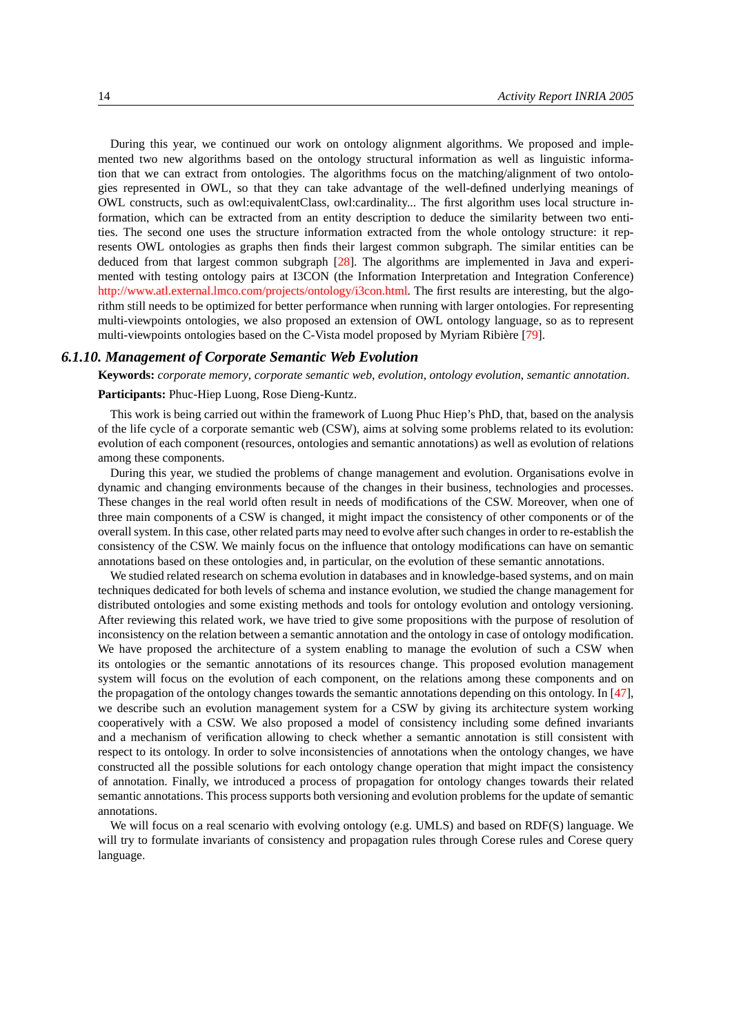During this year, we continued our work on ontology alignment algorithms. We proposed and implemented two new algorithms based on the ontology structural information as well as linguistic information that we can extract from ontologies. The algorithms focus on the matching/alignment of two ontologies represented in OWL, so that they can take advantage of the well-defined underlying meanings of OWL constructs, such as owl:equivalentClass, owl:cardinality... The first algorithm uses local structure information, which can be extracted from an entity description to deduce the similarity between two entities. The second one uses the structure information extracted from the whole ontology structure: it represents OWL ontologies as graphs then finds their largest common subgraph. The similar entities can be deduced from that largest common subgraph [28]. The algorithms are implemented in Java and experimented with testing ontology pairs at I3CON (the Information Interpretation and Integration Conference) http://www.atl.external.lmco.com/projects/ontology/i3con.html. The first results are interesting, but the algorithm still needs to be optimized for better performance when running with larger ontologies. For representing multi-viewpoints ontologies, we also proposed an extension of OWL ontology language, so as to represent multi-viewpoints ontologies based on the C-Vista model proposed by Myriam Ribière [79].

### 6.1.10. Management of Corporate Semantic Web Evolution

**Keywords:** *corporate memory*, *corporate semantic web*, *evolution*, *ontology evolution*, *semantic annotation*.

**Participants:** Phuc-Hiep Luong, Rose Dieng-Kuntz.

This work is being carried out within the framework of Luong Phuc Hiep's PhD, that, based on the analysis of the life cycle of a corporate semantic web (CSW), aims at solving some problems related to its evolution: evolution of each component (resources, ontologies and semantic annotations) as well as evolution of relations among these components.

During this year, we studied the problems of change management and evolution. Organisations evolve in dynamic and changing environments because of the changes in their business, technologies and processes. These changes in the real world often result in needs of modifications of the CSW. Moreover, when one of three main components of a CSW is changed, it might impact the consistency of other components or of the overall system. In this case, other related parts may need to evolve after such changes in order to re-establish the consistency of the CSW. We mainly focus on the influence that ontology modifications can have on semantic annotations based on these ontologies and, in particular, on the evolution of these semantic annotations.

We studied related research on schema evolution in databases and in knowledge-based systems, and on main techniques dedicated for both levels of schema and instance evolution, we studied the change management for distributed ontologies and some existing methods and tools for ontology evolution and ontology versioning. After reviewing this related work, we have tried to give some propositions with the purpose of resolution of inconsistency on the relation between a semantic annotation and the ontology in case of ontology modification. We have proposed the architecture of a system enabling to manage the evolution of such a CSW when its ontologies or the semantic annotations of its resources change. This proposed evolution management system will focus on the evolution of each component, on the relations among these components and on the propagation of the ontology changes towards the semantic annotations depending on this ontology. In [47], we describe such an evolution management system for a CSW by giving its architecture system working cooperatively with a CSW. We also proposed a model of consistency including some defined invariants and a mechanism of verification allowing to check whether a semantic annotation is still consistent with respect to its ontology. In order to solve inconsistencies of annotations when the ontology changes, we have constructed all the possible solutions for each ontology change operation that might impact the consistency of annotation. Finally, we introduced a process of propagation for ontology changes towards their related semantic annotations. This process supports both versioning and evolution problems for the update of semantic annotations.

We will focus on a real scenario with evolving ontology (e.g. UMLS) and based on RDF(S) language. We will try to formulate invariants of consistency and propagation rules through Corese rules and Corese query language.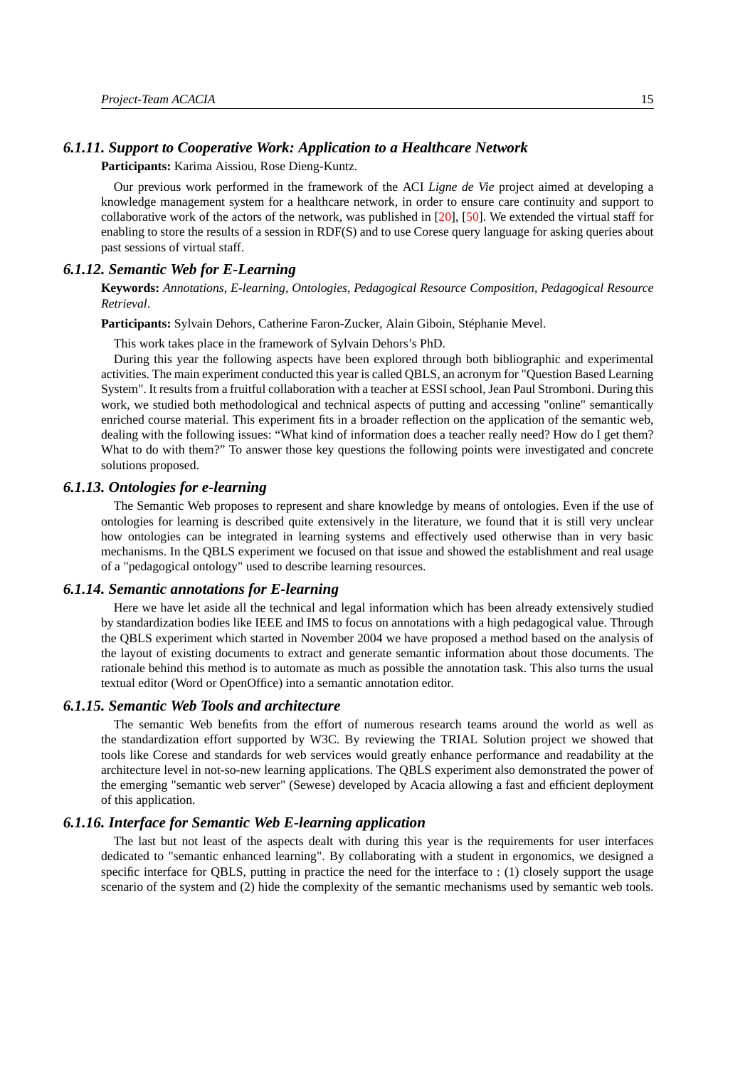### 6.1.11. Support to Cooperative Work: Application to a Healthcare Network

**Participants:** Karima Aissiou, Rose Dieng-Kuntz.

Our previous work performed in the framework of the ACI *Ligne de Vie* project aimed at developing a knowledge management system for a healthcare network, in order to ensure care continuity and support to collaborative work of the actors of the network, was published in [20], [50]. We extended the virtual staff for enabling to store the results of a session in RDF(S) and to use Corese query language for asking queries about past sessions of virtual staff.

### 6.1.12. Semantic Web for E-Learning

**Keywords:** *Annotations*, *E-learning*, *Ontologies*, *Pedagogical Resource Composition*, *Pedagogical Resource Retrieval*.

**Participants:** Sylvain Dehors, Catherine Faron-Zucker, Alain Giboin, Stéphanie Mevel.

This work takes place in the framework of Sylvain Dehors's PhD.

During this year the following aspects have been explored through both bibliographic and experimental activities. The main experiment conducted this year is called QBLS, an acronym for "Question Based Learning System". It results from a fruitful collaboration with a teacher at ESSI school, Jean Paul Stromboni. During this work, we studied both methodological and technical aspects of putting and accessing "online" semantically enriched course material. This experiment fits in a broader reflection on the application of the semantic web, dealing with the following issues: "What kind of information does a teacher really need? How do I get them? What to do with them?" To answer those key questions the following points were investigated and concrete solutions proposed.

### 6.1.13. Ontologies for e-learning

The Semantic Web proposes to represent and share knowledge by means of ontologies. Even if the use of ontologies for learning is described quite extensively in the literature, we found that it is still very unclear how ontologies can be integrated in learning systems and effectively used otherwise than in very basic mechanisms. In the QBLS experiment we focused on that issue and showed the establishment and real usage of a "pedagogical ontology" used to describe learning resources.

### 6.1.14. Semantic annotations for E-learning

Here we have let aside all the technical and legal information which has been already extensively studied by standardization bodies like IEEE and IMS to focus on annotations with a high pedagogical value. Through the QBLS experiment which started in November 2004 we have proposed a method based on the analysis of the layout of existing documents to extract and generate semantic information about those documents. The rationale behind this method is to automate as much as possible the annotation task. This also turns the usual textual editor (Word or OpenOffice) into a semantic annotation editor.

### 6.1.15. Semantic Web Tools and architecture

The semantic Web benefits from the effort of numerous research teams around the world as well as the standardization effort supported by W3C. By reviewing the TRIAL Solution project we showed that tools like Corese and standards for web services would greatly enhance performance and readability at the architecture level in not-so-new learning applications. The QBLS experiment also demonstrated the power of the emerging "semantic web server" (Sewese) developed by Acacia allowing a fast and efficient deployment of this application.

### 6.1.16. Interface for Semantic Web E-learning application

The last but not least of the aspects dealt with during this year is the requirements for user interfaces dedicated to "semantic enhanced learning". By collaborating with a student in ergonomics, we designed a specific interface for QBLS, putting in practice the need for the interface to : (1) closely support the usage scenario of the system and (2) hide the complexity of the semantic mechanisms used by semantic web tools.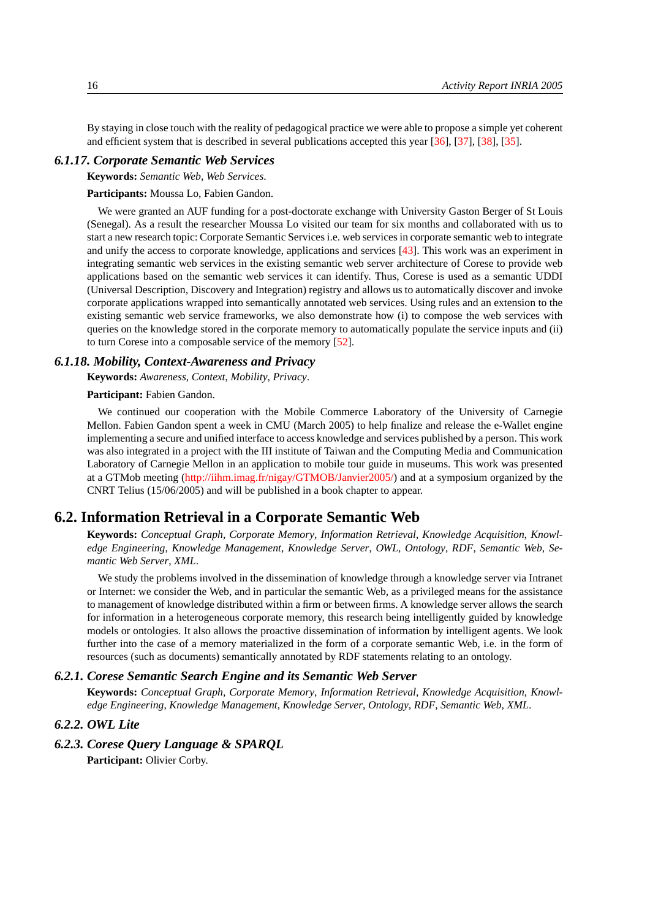By staying in close touch with the reality of pedagogical practice we were able to propose a simple yet coherent and efficient system that is described in several publications accepted this year [36], [37], [38], [35].

### 6.1.17. Corporate Semantic Web Services

**Keywords:** *Semantic Web*, *Web Services*.

**Participants:** Moussa Lo, Fabien Gandon.

We were granted an AUF funding for a post-doctorate exchange with University Gaston Berger of St Louis (Senegal). As a result the researcher Moussa Lo visited our team for six months and collaborated with us to start a new research topic: Corporate Semantic Services i.e. web services in corporate semantic web to integrate and unify the access to corporate knowledge, applications and services [43]. This work was an experiment in integrating semantic web services in the existing semantic web server architecture of Corese to provide web applications based on the semantic web services it can identify. Thus, Corese is used as a semantic UDDI (Universal Description, Discovery and Integration) registry and allows us to automatically discover and invoke corporate applications wrapped into semantically annotated web services. Using rules and an extension to the existing semantic web service frameworks, we also demonstrate how (i) to compose the web services with queries on the knowledge stored in the corporate memory to automatically populate the service inputs and (ii) to turn Corese into a composable service of the memory [52].

### 6.1.18. Mobility, Context-Awareness and Privacy

**Keywords:** *Awareness*, *Context*, *Mobility*, *Privacy*.

**Participant:** Fabien Gandon.

We continued our cooperation with the Mobile Commerce Laboratory of the University of Carnegie Mellon. Fabien Gandon spent a week in CMU (March 2005) to help finalize and release the e-Wallet engine implementing a secure and unified interface to access knowledge and services published by a person. This work was also integrated in a project with the III institute of Taiwan and the Computing Media and Communication Laboratory of Carnegie Mellon in an application to mobile tour guide in museums. This work was presented at a GTMob meeting (http://iihm.imag.fr/nigay/GTMOB/Janvier2005/) and at a symposium organized by the CNRT Telius (15/06/2005) and will be published in a book chapter to appear.

## 6.2. Information Retrieval in a Corporate Semantic Web

**Keywords:** *Conceptual Graph*, *Corporate Memory*, *Information Retrieval*, *Knowledge Acquisition*, *Knowledge Engineering*, *Knowledge Management*, *Knowledge Server*, *OWL*, *Ontology*, *RDF*, *Semantic Web*, *Semantic Web Server*, *XML*.

We study the problems involved in the dissemination of knowledge through a knowledge server via Intranet or Internet: we consider the Web, and in particular the semantic Web, as a privileged means for the assistance to management of knowledge distributed within a firm or between firms. A knowledge server allows the search for information in a heterogeneous corporate memory, this research being intelligently guided by knowledge models or ontologies. It also allows the proactive dissemination of information by intelligent agents. We look further into the case of a memory materialized in the form of a corporate semantic Web, i.e. in the form of resources (such as documents) semantically annotated by RDF statements relating to an ontology.

### 6.2.1. Corese Semantic Search Engine and its Semantic Web Server

**Keywords:** *Conceptual Graph*, *Corporate Memory*, *Information Retrieval*, *Knowledge Acquisition*, *Knowledge Engineering*, *Knowledge Management*, *Knowledge Server*, *Ontology*, *RDF*, *Semantic Web*, *XML*.

### 6.2.2. OWL Lite

### 6.2.3. Corese Query Language & SPARQL

**Participant:** Olivier Corby.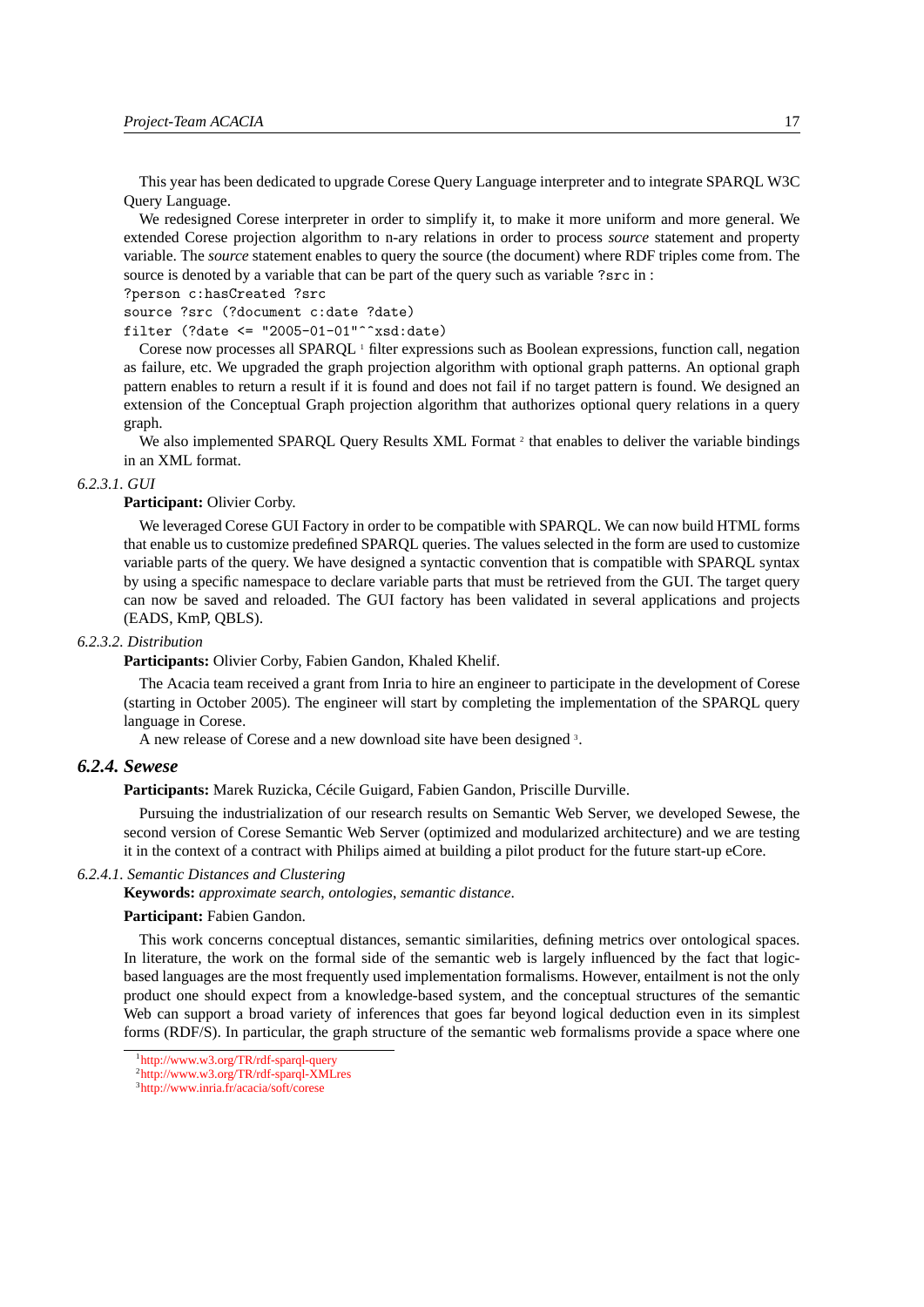This year has been dedicated to upgrade Corese Query Language interpreter and to integrate SPARQL W3C Query Language.

We redesigned Corese interpreter in order to simplify it, to make it more uniform and more general. We extended Corese projection algorithm to n-ary relations in order to process *source* statement and property variable. The *source* statement enables to query the source (the document) where RDF triples come from. The source is denoted by a variable that can be part of the query such as variable `?src` in :

```
?person c:hasCreated ?src
source ?src (?document c:date ?date)
filter (?date <= "2005-01-01"^^xsd:date)
```

Corese now processes all SPARQL [1] filter expressions such as Boolean expressions, function call, negation as failure, etc. We upgraded the graph projection algorithm with optional graph patterns. An optional graph pattern enables to return a result if it is found and does not fail if no target pattern is found. We designed an extension of the Conceptual Graph projection algorithm that authorizes optional query relations in a query graph.

We also implemented SPARQL Query Results XML Format [2] that enables to deliver the variable bindings in an XML format.

##### *6.2.3.1. GUI*

**Participant:** Olivier Corby.

We leveraged Corese GUI Factory in order to be compatible with SPARQL. We can now build HTML forms that enable us to customize predefined SPARQL queries. The values selected in the form are used to customize variable parts of the query. We have designed a syntactic convention that is compatible with SPARQL syntax by using a specific namespace to declare variable parts that must be retrieved from the GUI. The target query can now be saved and reloaded. The GUI factory has been validated in several applications and projects (EADS, KmP, QBLS).

##### *6.2.3.2. Distribution*

**Participants:** Olivier Corby, Fabien Gandon, Khaled Khelif.

The Acacia team received a grant from Inria to hire an engineer to participate in the development of Corese (starting in October 2005). The engineer will start by completing the implementation of the SPARQL query language in Corese.

A new release of Corese and a new download site have been designed [3].

### *6.2.4. Sewese*

**Participants:** Marek Ruzicka, Cécile Guigard, Fabien Gandon, Priscille Durville.

Pursuing the industrialization of our research results on Semantic Web Server, we developed Sewese, the second version of Corese Semantic Web Server (optimized and modularized architecture) and we are testing it in the context of a contract with Philips aimed at building a pilot product for the future start-up eCore.

##### *6.2.4.1. Semantic Distances and Clustering*

**Keywords:** *approximate search*, *ontologies*, *semantic distance*.

**Participant:** Fabien Gandon.

This work concerns conceptual distances, semantic similarities, defining metrics over ontological spaces. In literature, the work on the formal side of the semantic web is largely influenced by the fact that logic-based languages are the most frequently used implementation formalisms. However, entailment is not the only product one should expect from a knowledge-based system, and the conceptual structures of the semantic Web can support a broad variety of inferences that goes far beyond logical deduction even in its simplest forms (RDF/S). In particular, the graph structure of the semantic web formalisms provide a space where one

[1] http://www.w3.org/TR/rdf-sparql-query

[2] http://www.w3.org/TR/rdf-sparql-XMLres

[3] http://www.inria.fr/acacia/soft/corese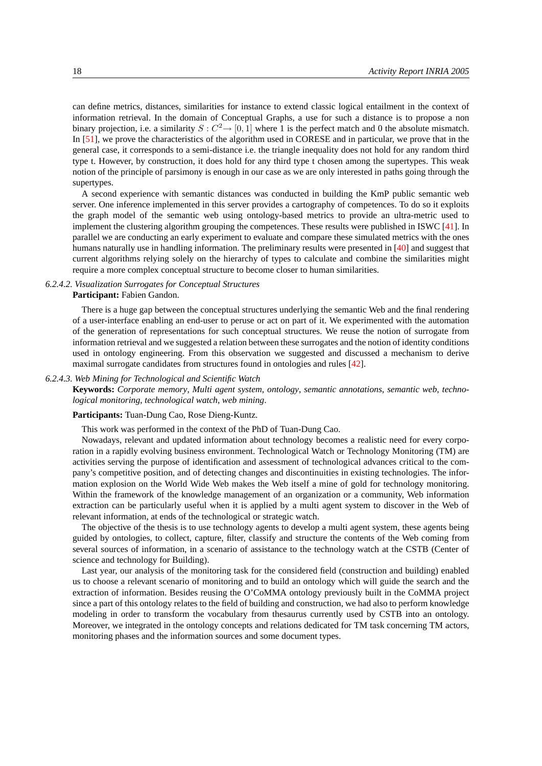can define metrics, distances, similarities for instance to extend classic logical entailment in the context of information retrieval. In the domain of Conceptual Graphs, a use for such a distance is to propose a non binary projection, i.e. a similarity $S : C^2 \rightarrow [0, 1]$ where 1 is the perfect match and 0 the absolute mismatch. In [51], we prove the characteristics of the algorithm used in CORESE and in particular, we prove that in the general case, it corresponds to a semi-distance i.e. the triangle inequality does not hold for any random third type t. However, by construction, it does hold for any third type t chosen among the supertypes. This weak notion of the principle of parsimony is enough in our case as we are only interested in paths going through the supertypes.

A second experience with semantic distances was conducted in building the KmP public semantic web server. One inference implemented in this server provides a cartography of competences. To do so it exploits the graph model of the semantic web using ontology-based metrics to provide an ultra-metric used to implement the clustering algorithm grouping the competences. These results were published in ISWC [41]. In parallel we are conducting an early experiment to evaluate and compare these simulated metrics with the ones humans naturally use in handling information. The preliminary results were presented in [40] and suggest that current algorithms relying solely on the hierarchy of types to calculate and combine the similarities might require a more complex conceptual structure to become closer to human similarities.

#### *6.2.4.2. Visualization Surrogates for Conceptual Structures*

**Participant:** Fabien Gandon.

There is a huge gap between the conceptual structures underlying the semantic Web and the final rendering of a user-interface enabling an end-user to peruse or act on part of it. We experimented with the automation of the generation of representations for such conceptual structures. We reuse the notion of surrogate from information retrieval and we suggested a relation between these surrogates and the notion of identity conditions used in ontology engineering. From this observation we suggested and discussed a mechanism to derive maximal surrogate candidates from structures found in ontologies and rules [42].

#### *6.2.4.3. Web Mining for Technological and Scientific Watch*

**Keywords:** *Corporate memory*, *Multi agent system*, *ontology*, *semantic annotations*, *semantic web*, *technological monitoring*, *technological watch*, *web mining*.

**Participants:** Tuan-Dung Cao, Rose Dieng-Kuntz.

This work was performed in the context of the PhD of Tuan-Dung Cao.

Nowadays, relevant and updated information about technology becomes a realistic need for every corporation in a rapidly evolving business environment. Technological Watch or Technology Monitoring (TM) are activities serving the purpose of identification and assessment of technological advances critical to the company's competitive position, and of detecting changes and discontinuities in existing technologies. The information explosion on the World Wide Web makes the Web itself a mine of gold for technology monitoring. Within the framework of the knowledge management of an organization or a community, Web information extraction can be particularly useful when it is applied by a multi agent system to discover in the Web of relevant information, at ends of the technological or strategic watch.

The objective of the thesis is to use technology agents to develop a multi agent system, these agents being guided by ontologies, to collect, capture, filter, classify and structure the contents of the Web coming from several sources of information, in a scenario of assistance to the technology watch at the CSTB (Center of science and technology for Building).

Last year, our analysis of the monitoring task for the considered field (construction and building) enabled us to choose a relevant scenario of monitoring and to build an ontology which will guide the search and the extraction of information. Besides reusing the O'CoMMA ontology previously built in the CoMMA project since a part of this ontology relates to the field of building and construction, we had also to perform knowledge modeling in order to transform the vocabulary from thesaurus currently used by CSTB into an ontology. Moreover, we integrated in the ontology concepts and relations dedicated for TM task concerning TM actors, monitoring phases and the information sources and some document types.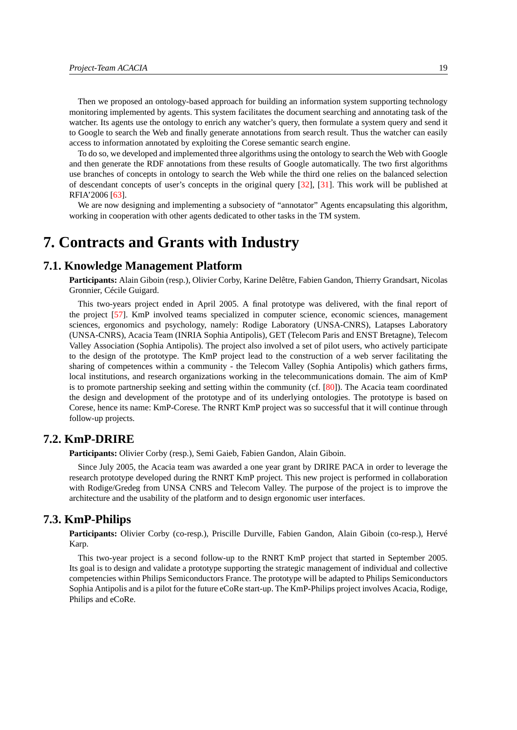Then we proposed an ontology-based approach for building an information system supporting technology monitoring implemented by agents. This system facilitates the document searching and annotating task of the watcher. Its agents use the ontology to enrich any watcher's query, then formulate a system query and send it to Google to search the Web and finally generate annotations from search result. Thus the watcher can easily access to information annotated by exploiting the Corese semantic search engine.

To do so, we developed and implemented three algorithms using the ontology to search the Web with Google and then generate the RDF annotations from these results of Google automatically. The two first algorithms use branches of concepts in ontology to search the Web while the third one relies on the balanced selection of descendant concepts of user's concepts in the original query [32], [31]. This work will be published at RFIA'2006 [63].

We are now designing and implementing a subsociety of "annotator" Agents encapsulating this algorithm, working in cooperation with other agents dedicated to other tasks in the TM system.

# 7. Contracts and Grants with Industry

## 7.1. Knowledge Management Platform

**Participants:** Alain Giboin (resp.), Olivier Corby, Karine Delêtre, Fabien Gandon, Thierry Grandsart, Nicolas Gronnier, Cécile Guigard.

This two-years project ended in April 2005. A final prototype was delivered, with the final report of the project [57]. KmP involved teams specialized in computer science, economic sciences, management sciences, ergonomics and psychology, namely: Rodige Laboratory (UNSA-CNRS), Latapses Laboratory (UNSA-CNRS), Acacia Team (INRIA Sophia Antipolis), GET (Telecom Paris and ENST Bretagne), Telecom Valley Association (Sophia Antipolis). The project also involved a set of pilot users, who actively participate to the design of the prototype. The KmP project lead to the construction of a web server facilitating the sharing of competences within a community - the Telecom Valley (Sophia Antipolis) which gathers firms, local institutions, and research organizations working in the telecommunications domain. The aim of KmP is to promote partnership seeking and setting within the community (cf. [80]). The Acacia team coordinated the design and development of the prototype and of its underlying ontologies. The prototype is based on Corese, hence its name: KmP-Corese. The RNRT KmP project was so successful that it will continue through follow-up projects.

## 7.2. KmP-DRIRE

**Participants:** Olivier Corby (resp.), Semi Gaieb, Fabien Gandon, Alain Giboin.

Since July 2005, the Acacia team was awarded a one year grant by DRIRE PACA in order to leverage the research prototype developed during the RNRT KmP project. This new project is performed in collaboration with Rodige/Gredeg from UNSA CNRS and Telecom Valley. The purpose of the project is to improve the architecture and the usability of the platform and to design ergonomic user interfaces.

## 7.3. KmP-Philips

**Participants:** Olivier Corby (co-resp.), Priscille Durville, Fabien Gandon, Alain Giboin (co-resp.), Hervé Karp.

This two-year project is a second follow-up to the RNRT KmP project that started in September 2005. Its goal is to design and validate a prototype supporting the strategic management of individual and collective competencies within Philips Semiconductors France. The prototype will be adapted to Philips Semiconductors Sophia Antipolis and is a pilot for the future eCoRe start-up. The KmP-Philips project involves Acacia, Rodige, Philips and eCoRe.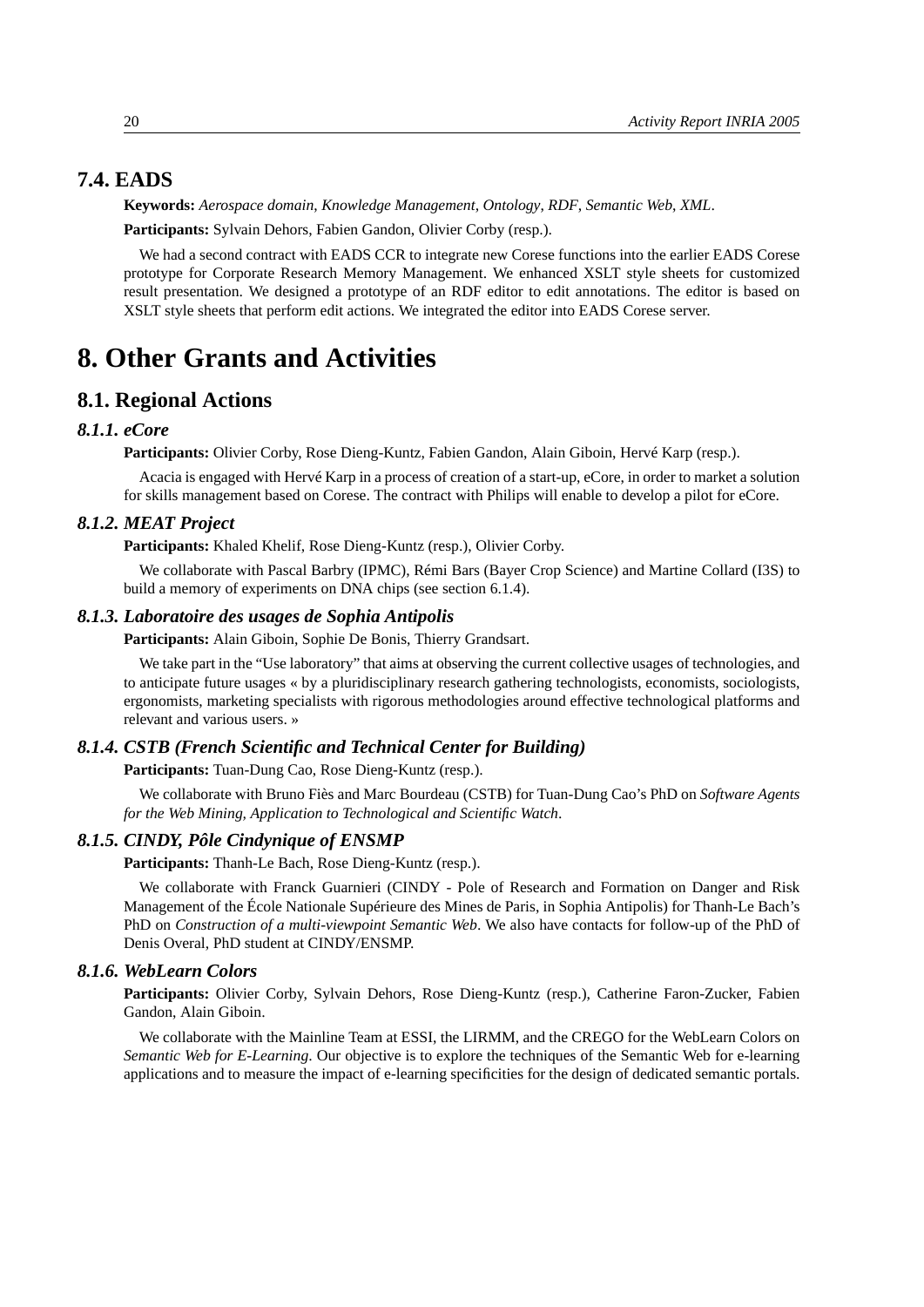### 7.4. EADS

**Keywords:** *Aerospace domain, Knowledge Management, Ontology, RDF, Semantic Web, XML*.

**Participants:** Sylvain Dehors, Fabien Gandon, Olivier Corby (resp.).

We had a second contract with EADS CCR to integrate new Corese functions into the earlier EADS Corese prototype for Corporate Research Memory Management. We enhanced XSLT style sheets for customized result presentation. We designed a prototype of an RDF editor to edit annotations. The editor is based on XSLT style sheets that perform edit actions. We integrated the editor into EADS Corese server.

# 8. Other Grants and Activities

## 8.1. Regional Actions

### *8.1.1. eCore*

**Participants:** Olivier Corby, Rose Dieng-Kuntz, Fabien Gandon, Alain Giboin, Hervé Karp (resp.).

Acacia is engaged with Hervé Karp in a process of creation of a start-up, eCore, in order to market a solution for skills management based on Corese. The contract with Philips will enable to develop a pilot for eCore.

### *8.1.2. MEAT Project*

**Participants:** Khaled Khelif, Rose Dieng-Kuntz (resp.), Olivier Corby.

We collaborate with Pascal Barbry (IPMC), Rémi Bars (Bayer Crop Science) and Martine Collard (I3S) to build a memory of experiments on DNA chips (see section 6.1.4).

### *8.1.3. Laboratoire des usages de Sophia Antipolis*

**Participants:** Alain Giboin, Sophie De Bonis, Thierry Grandsart.

We take part in the "Use laboratory" that aims at observing the current collective usages of technologies, and to anticipate future usages « by a pluridisciplinary research gathering technologists, economists, sociologists, ergonomists, marketing specialists with rigorous methodologies around effective technological platforms and relevant and various users. »

### *8.1.4. CSTB (French Scientific and Technical Center for Building)*

**Participants:** Tuan-Dung Cao, Rose Dieng-Kuntz (resp.).

We collaborate with Bruno Fiès and Marc Bourdeau (CSTB) for Tuan-Dung Cao's PhD on *Software Agents for the Web Mining, Application to Technological and Scientific Watch*.

### *8.1.5. CINDY, Pôle Cindynique of ENSMP*

**Participants:** Thanh-Le Bach, Rose Dieng-Kuntz (resp.).

We collaborate with Franck Guarnieri (CINDY - Pole of Research and Formation on Danger and Risk Management of the École Nationale Supérieure des Mines de Paris, in Sophia Antipolis) for Thanh-Le Bach's PhD on *Construction of a multi-viewpoint Semantic Web*. We also have contacts for follow-up of the PhD of Denis Overal, PhD student at CINDY/ENSMP.

### *8.1.6. WebLearn Colors*

**Participants:** Olivier Corby, Sylvain Dehors, Rose Dieng-Kuntz (resp.), Catherine Faron-Zucker, Fabien Gandon, Alain Giboin.

We collaborate with the Mainline Team at ESSI, the LIRMM, and the CREGO for the WebLearn Colors on *Semantic Web for E-Learning*. Our objective is to explore the techniques of the Semantic Web for e-learning applications and to measure the impact of e-learning specificities for the design of dedicated semantic portals.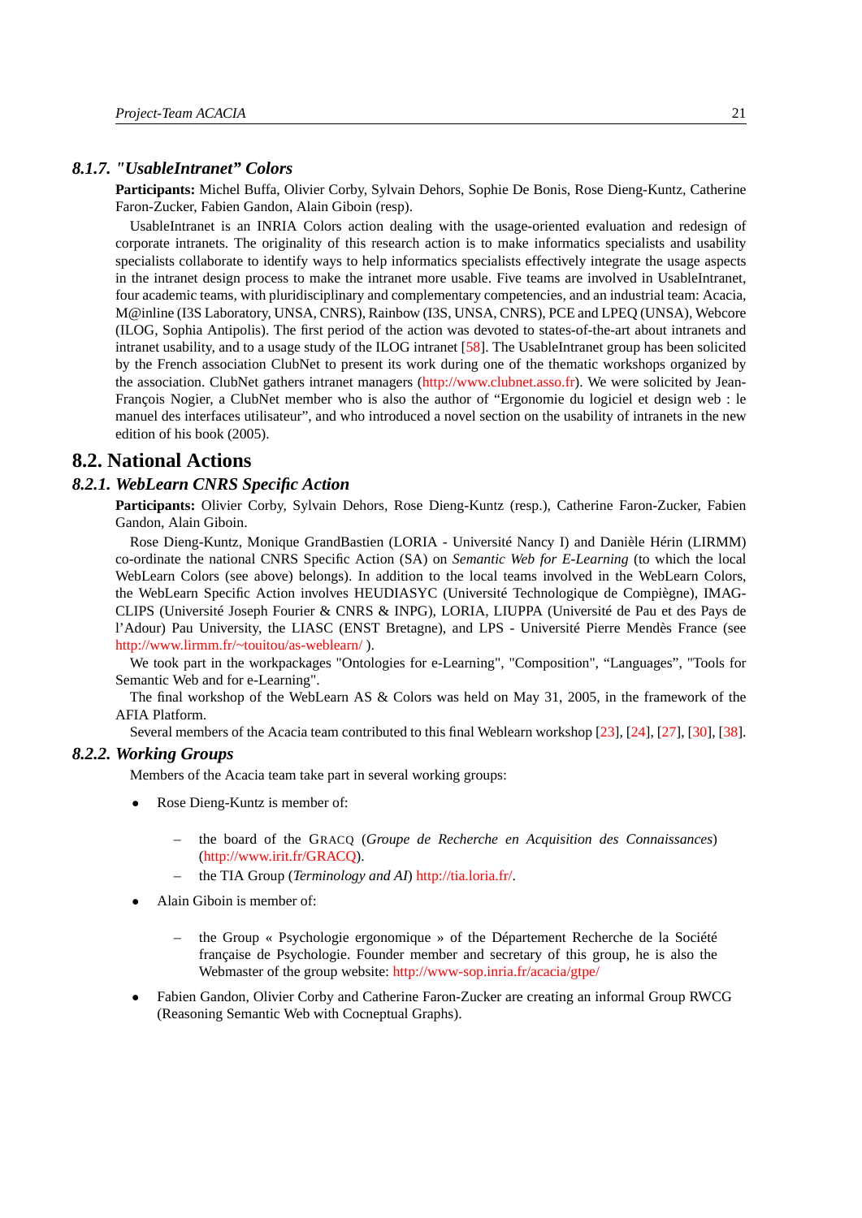### 8.1.7. "UsableIntranet” Colors

**Participants:** Michel Buffa, Olivier Corby, Sylvain Dehors, Sophie De Bonis, Rose Dieng-Kuntz, Catherine Faron-Zucker, Fabien Gandon, Alain Giboin (resp).

UsableIntranet is an INRIA Colors action dealing with the usage-oriented evaluation and redesign of corporate intranets. The originality of this research action is to make informatics specialists and usability specialists collaborate to identify ways to help informatics specialists effectively integrate the usage aspects in the intranet design process to make the intranet more usable. Five teams are involved in UsableIntranet, four academic teams, with pluridisciplinary and complementary competencies, and an industrial team: Acacia, M@inline (I3S Laboratory, UNSA, CNRS), Rainbow (I3S, UNSA, CNRS), PCE and LPEQ (UNSA), Webcore (ILOG, Sophia Antipolis). The first period of the action was devoted to states-of-the-art about intranets and intranet usability, and to a usage study of the ILOG intranet [58]. The UsableIntranet group has been solicited by the French association ClubNet to present its work during one of the thematic workshops organized by the association. ClubNet gathers intranet managers (http://www.clubnet.asso.fr). We were solicited by Jean-François Nogier, a ClubNet member who is also the author of “Ergonomie du logiciel et design web : le manuel des interfaces utilisateur”, and who introduced a novel section on the usability of intranets in the new edition of his book (2005).

## 8.2. National Actions

### 8.2.1. WebLearn CNRS Specific Action

**Participants:** Olivier Corby, Sylvain Dehors, Rose Dieng-Kuntz (resp.), Catherine Faron-Zucker, Fabien Gandon, Alain Giboin.

Rose Dieng-Kuntz, Monique GrandBastien (LORIA - Université Nancy I) and Danièle Hérin (LIRMM) co-ordinate the national CNRS Specific Action (SA) on *Semantic Web for E-Learning* (to which the local WebLearn Colors (see above) belongs). In addition to the local teams involved in the WebLearn Colors, the WebLearn Specific Action involves HEUDIASYC (Université Technologique de Compiègne), IMAG-CLIPS (Université Joseph Fourier & CNRS & INPG), LORIA, LIUPPA (Université de Pau et des Pays de l’Adour) Pau University, the LIASC (ENST Bretagne), and LPS - Université Pierre Mendès France (see http://www.lirmm.fr/~touitou/as-weblearn/ ).

We took part in the workpackages "Ontologies for e-Learning", "Composition", “Languages”, "Tools for Semantic Web and for e-Learning".

The final workshop of the WebLearn AS & Colors was held on May 31, 2005, in the framework of the AFIA Platform.

Several members of the Acacia team contributed to this final Weblearn workshop [23], [24], [27], [30], [38].

### 8.2.2. Working Groups

Members of the Acacia team take part in several working groups:

- Rose Dieng-Kuntz is member of:
  - the board of the GRACQ (*Groupe de Recherche en Acquisition des Connaissances*) (http://www.irit.fr/GRACQ).
  - the TIA Group (*Terminology and AI*) http://tia.loria.fr/.
- Alain Giboin is member of:
  - the Group « Psychologie ergonomique » of the Département Recherche de la Société française de Psychologie. Founder member and secretary of this group, he is also the Webmaster of the group website: http://www-sop.inria.fr/acacia/gtpe/
- Fabien Gandon, Olivier Corby and Catherine Faron-Zucker are creating an informal Group RWCG (Reasoning Semantic Web with Cocneptual Graphs).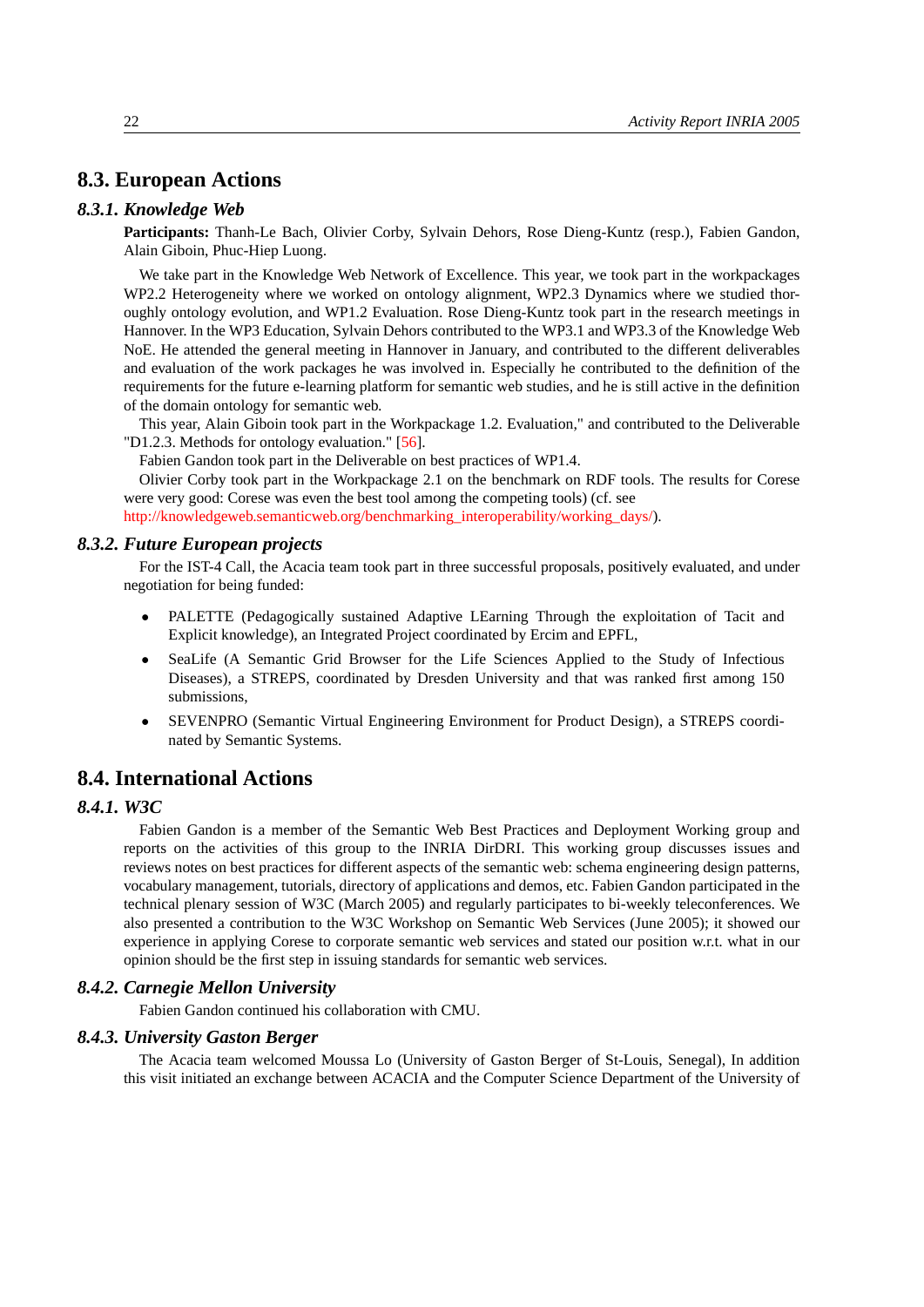## 8.3. European Actions

### 8.3.1. Knowledge Web

**Participants:** Thanh-Le Bach, Olivier Corby, Sylvain Dehors, Rose Dieng-Kuntz (resp.), Fabien Gandon, Alain Giboin, Phuc-Hiep Luong.

We take part in the Knowledge Web Network of Excellence. This year, we took part in the workpackages WP2.2 Heterogeneity where we worked on ontology alignment, WP2.3 Dynamics where we studied thoroughly ontology evolution, and WP1.2 Evaluation. Rose Dieng-Kuntz took part in the research meetings in Hannover. In the WP3 Education, Sylvain Dehors contributed to the WP3.1 and WP3.3 of the Knowledge Web NoE. He attended the general meeting in Hannover in January, and contributed to the different deliverables and evaluation of the work packages he was involved in. Especially he contributed to the definition of the requirements for the future e-learning platform for semantic web studies, and he is still active in the definition of the domain ontology for semantic web.

This year, Alain Giboin took part in the Workpackage 1.2. Evaluation," and contributed to the Deliverable "D1.2.3. Methods for ontology evaluation." [56].

Fabien Gandon took part in the Deliverable on best practices of WP1.4.

Olivier Corby took part in the Workpackage 2.1 on the benchmark on RDF tools. The results for Corese were very good: Corese was even the best tool among the competing tools) (cf. see http://knowledgeweb.semanticweb.org/benchmarking_interoperability/working_days/).

### 8.3.2. Future European projects

For the IST-4 Call, the Acacia team took part in three successful proposals, positively evaluated, and under negotiation for being funded:

- PALETTE (Pedagogically sustained Adaptive LEarning Through the exploitation of Tacit and Explicit knowledge), an Integrated Project coordinated by Ercim and EPFL,
- SeaLife (A Semantic Grid Browser for the Life Sciences Applied to the Study of Infectious Diseases), a STREPS, coordinated by Dresden University and that was ranked first among 150 submissions,
- SEVENPRO (Semantic Virtual Engineering Environment for Product Design), a STREPS coordinated by Semantic Systems.

## 8.4. International Actions

### 8.4.1. W3C

Fabien Gandon is a member of the Semantic Web Best Practices and Deployment Working group and reports on the activities of this group to the INRIA DirDRI. This working group discusses issues and reviews notes on best practices for different aspects of the semantic web: schema engineering design patterns, vocabulary management, tutorials, directory of applications and demos, etc. Fabien Gandon participated in the technical plenary session of W3C (March 2005) and regularly participates to bi-weekly teleconferences. We also presented a contribution to the W3C Workshop on Semantic Web Services (June 2005); it showed our experience in applying Corese to corporate semantic web services and stated our position w.r.t. what in our opinion should be the first step in issuing standards for semantic web services.

### 8.4.2. Carnegie Mellon University

Fabien Gandon continued his collaboration with CMU.

### 8.4.3. University Gaston Berger

The Acacia team welcomed Moussa Lo (University of Gaston Berger of St-Louis, Senegal), In addition this visit initiated an exchange between ACACIA and the Computer Science Department of the University of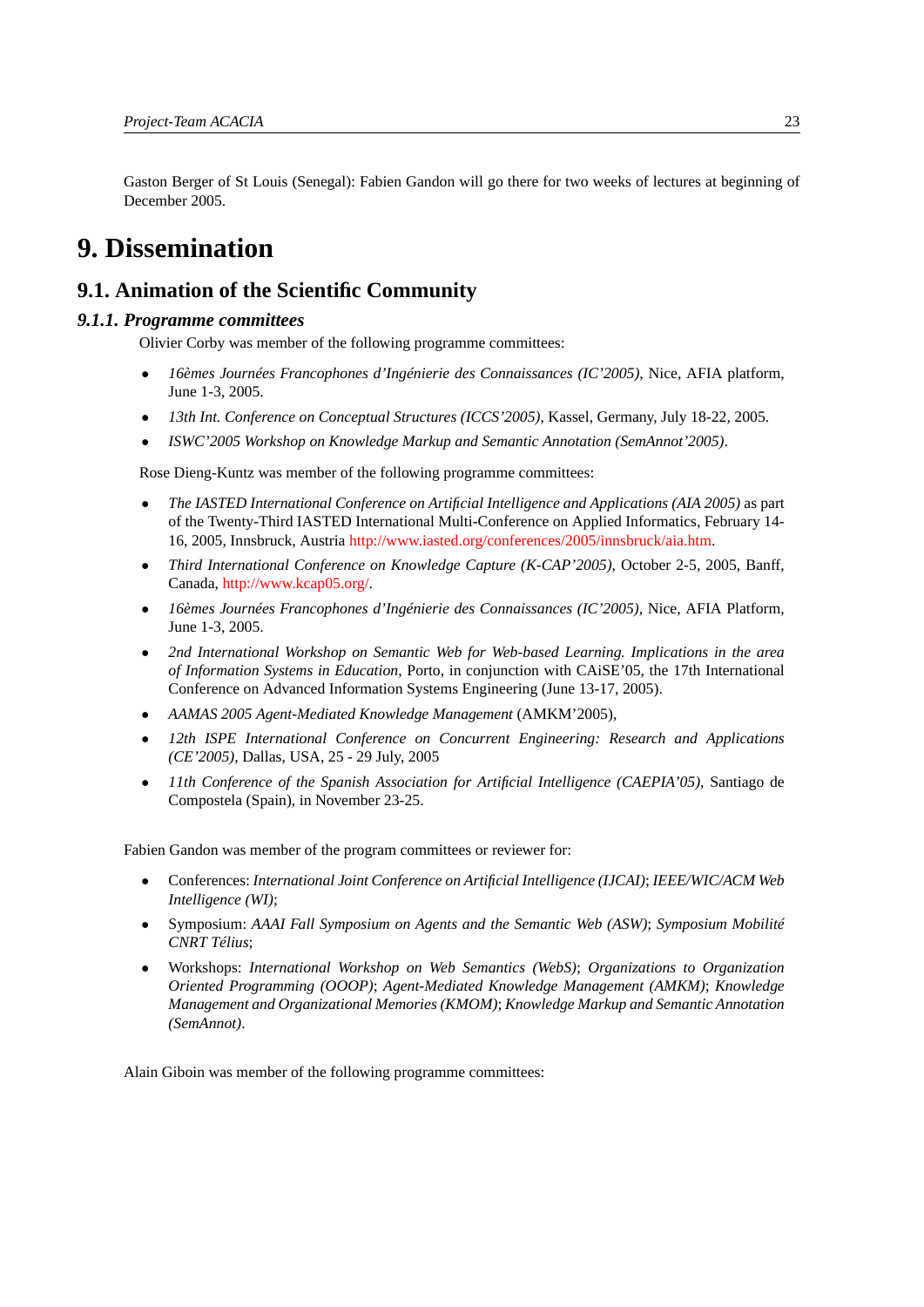Gaston Berger of St Louis (Senegal): Fabien Gandon will go there for two weeks of lectures at beginning of December 2005.

# 9. Dissemination

## 9.1. Animation of the Scientific Community

### *9.1.1. Programme committees*

Olivier Corby was member of the following programme committees:

- *16èmes Journées Francophones d'Ingénierie des Connaissances (IC'2005)*, Nice, AFIA platform, June 1-3, 2005.
- *13th Int. Conference on Conceptual Structures (ICCS'2005)*, Kassel, Germany, July 18-22, 2005.
- *ISWC'2005 Workshop on Knowledge Markup and Semantic Annotation (SemAnnot'2005)*.

Rose Dieng-Kuntz was member of the following programme committees:

- *The IASTED International Conference on Artificial Intelligence and Applications (AIA 2005)* as part of the Twenty-Third IASTED International Multi-Conference on Applied Informatics, February 14-16, 2005, Innsbruck, Austria http://www.iasted.org/conferences/2005/innsbruck/aia.htm.
- *Third International Conference on Knowledge Capture (K-CAP'2005)*, October 2-5, 2005, Banff, Canada, http://www.kcap05.org/.
- *16èmes Journées Francophones d'Ingénierie des Connaissances (IC'2005)*, Nice, AFIA Platform, June 1-3, 2005.
- *2nd International Workshop on Semantic Web for Web-based Learning. Implications in the area of Information Systems in Education*, Porto, in conjunction with CAiSE'05, the 17th International Conference on Advanced Information Systems Engineering (June 13-17, 2005).
- *AAMAS 2005 Agent-Mediated Knowledge Management* (AMKM'2005),
- *12th ISPE International Conference on Concurrent Engineering: Research and Applications (CE'2005)*, Dallas, USA, 25 - 29 July, 2005
- *11th Conference of the Spanish Association for Artificial Intelligence (CAEPIA'05)*, Santiago de Compostela (Spain), in November 23-25.

Fabien Gandon was member of the program committees or reviewer for:

- Conferences: *International Joint Conference on Artificial Intelligence (IJCAI)*; *IEEE/WIC/ACM Web Intelligence (WI)*;
- Symposium: *AAAI Fall Symposium on Agents and the Semantic Web (ASW)*; *Symposium Mobilité CNRT Télius*;
- Workshops: *International Workshop on Web Semantics (WebS)*; *Organizations to Organization Oriented Programming (OOOP)*; *Agent-Mediated Knowledge Management (AMKM)*; *Knowledge Management and Organizational Memories (KMOM)*; *Knowledge Markup and Semantic Annotation (SemAnnot)*.

Alain Giboin was member of the following programme committees: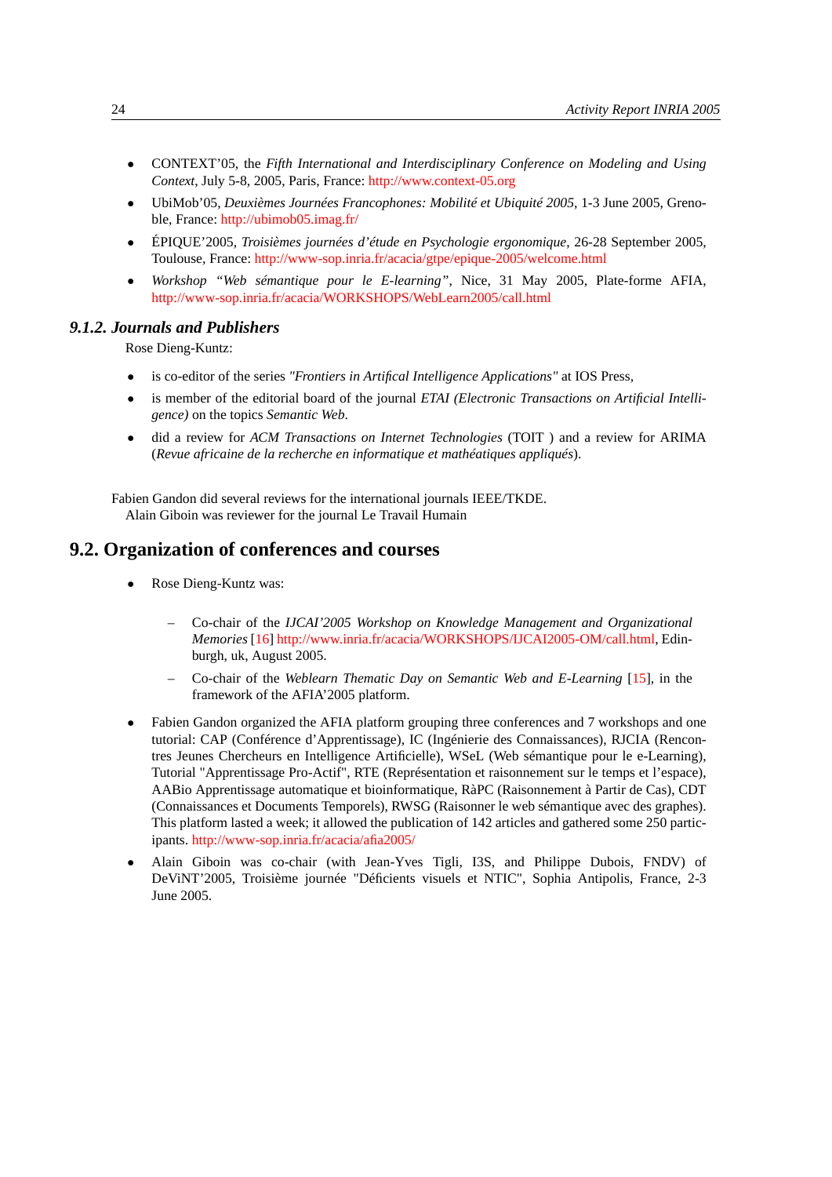- CONTEXT'05, the *Fifth International and Interdisciplinary Conference on Modeling and Using Context*, July 5-8, 2005, Paris, France: http://www.context-05.org
- UbiMob'05, *Deuxièmes Journées Francophones: Mobilité et Ubiquité 2005*, 1-3 June 2005, Grenoble, France: http://ubimob05.imag.fr/
- ÉPIQUE'2005, *Troisièmes journées d'étude en Psychologie ergonomique*, 26-28 September 2005, Toulouse, France: http://www-sop.inria.fr/acacia/gtpe/epique-2005/welcome.html
- *Workshop "Web sémantique pour le E-learning"*, Nice, 31 May 2005, Plate-forme AFIA, http://www-sop.inria.fr/acacia/WORKSHOPS/WebLearn2005/call.html

### 9.1.2. Journals and Publishers

Rose Dieng-Kuntz:

- is co-editor of the series *"Frontiers in Artifical Intelligence Applications"* at IOS Press,
- is member of the editorial board of the journal *ETAI (Electronic Transactions on Artificial Intelligence)* on the topics *Semantic Web*.
- did a review for *ACM Transactions on Internet Technologies* (TOIT ) and a review for ARIMA (*Revue africaine de la recherche en informatique et mathéatiques appliqués*).

Fabien Gandon did several reviews for the international journals IEEE/TKDE.

Alain Giboin was reviewer for the journal Le Travail Humain

## 9.2. Organization of conferences and courses

- Rose Dieng-Kuntz was:
  - Co-chair of the *IJCAI'2005 Workshop on Knowledge Management and Organizational Memories* [16] http://www.inria.fr/acacia/WORKSHOPS/IJCAI2005-OM/call.html, Edinburgh, uk, August 2005.
  - Co-chair of the *Weblearn Thematic Day on Semantic Web and E-Learning* [15], in the framework of the AFIA'2005 platform.
- Fabien Gandon organized the AFIA platform grouping three conferences and 7 workshops and one tutorial: CAP (Conférence d'Apprentissage), IC (Ingénierie des Connaissances), RJCIA (Rencontres Jeunes Chercheurs en Intelligence Artificielle), WSeL (Web sémantique pour le e-Learning), Tutorial "Apprentissage Pro-Actif", RTE (Représentation et raisonnement sur le temps et l'espace), AABio Apprentissage automatique et bioinformatique, RàPC (Raisonnement à Partir de Cas), CDT (Connaissances et Documents Temporels), RWSG (Raisonner le web sémantique avec des graphes). This platform lasted a week; it allowed the publication of 142 articles and gathered some 250 participants. http://www-sop.inria.fr/acacia/afia2005/
- Alain Giboin was co-chair (with Jean-Yves Tigli, I3S, and Philippe Dubois, FNDV) of DeViNT'2005, Troisième journée "Déficients visuels et NTIC", Sophia Antipolis, France, 2-3 June 2005.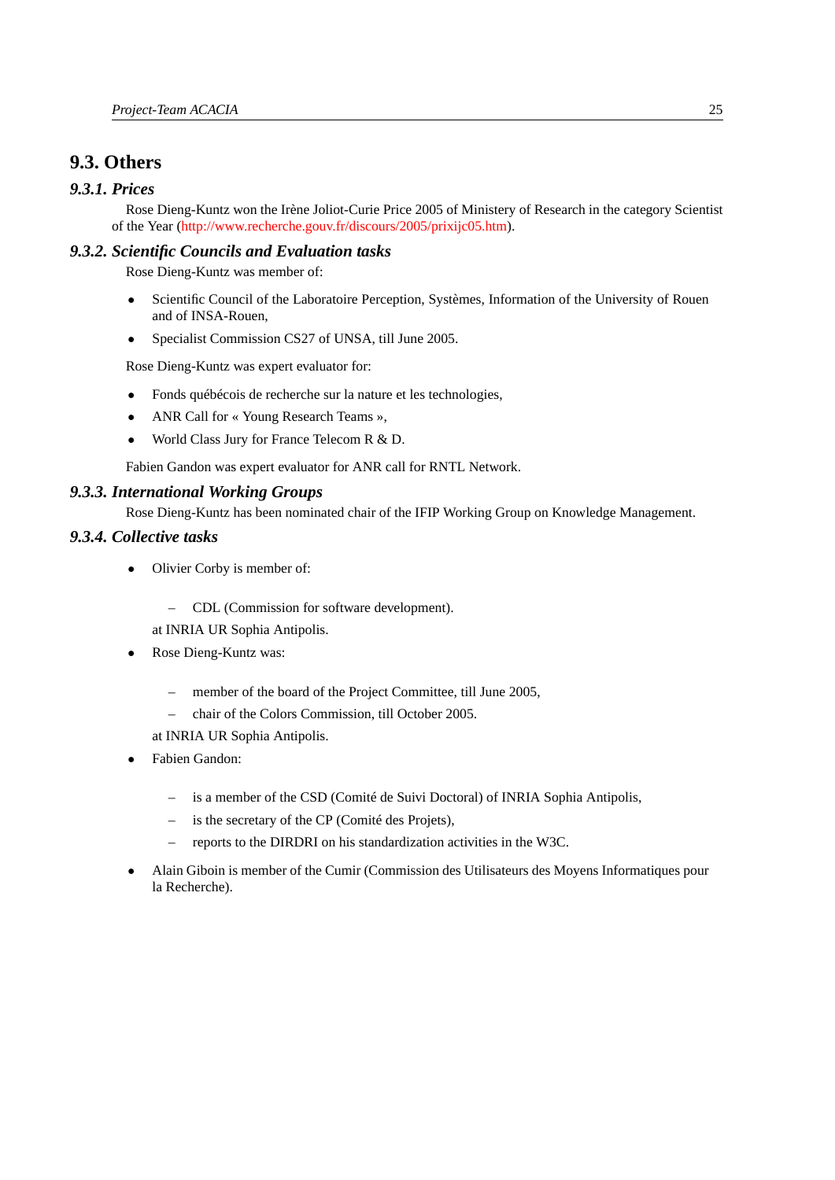## 9.3. Others

### *9.3.1. Prices*

Rose Dieng-Kuntz won the Irène Joliot-Curie Price 2005 of Ministery of Research in the category Scientist of the Year (http://www.recherche.gouv.fr/discours/2005/prixijc05.htm).

### *9.3.2. Scientific Councils and Evaluation tasks*

Rose Dieng-Kuntz was member of:

- Scientific Council of the Laboratoire Perception, Systèmes, Information of the University of Rouen and of INSA-Rouen,
- Specialist Commission CS27 of UNSA, till June 2005.

Rose Dieng-Kuntz was expert evaluator for:

- Fonds québécois de recherche sur la nature et les technologies,
- ANR Call for « Young Research Teams »,
- World Class Jury for France Telecom R & D.

Fabien Gandon was expert evaluator for ANR call for RNTL Network.

### *9.3.3. International Working Groups*

Rose Dieng-Kuntz has been nominated chair of the IFIP Working Group on Knowledge Management.

### *9.3.4. Collective tasks*

- Olivier Corby is member of:
  - CDL (Commission for software development).

  at INRIA UR Sophia Antipolis.
- Rose Dieng-Kuntz was:
  - member of the board of the Project Committee, till June 2005,
  - chair of the Colors Commission, till October 2005.

  at INRIA UR Sophia Antipolis.
- Fabien Gandon:
  - is a member of the CSD (Comité de Suivi Doctoral) of INRIA Sophia Antipolis,
  - is the secretary of the CP (Comité des Projets),
  - reports to the DIRDRI on his standardization activities in the W3C.
- Alain Giboin is member of the Cumir (Commission des Utilisateurs des Moyens Informatiques pour la Recherche).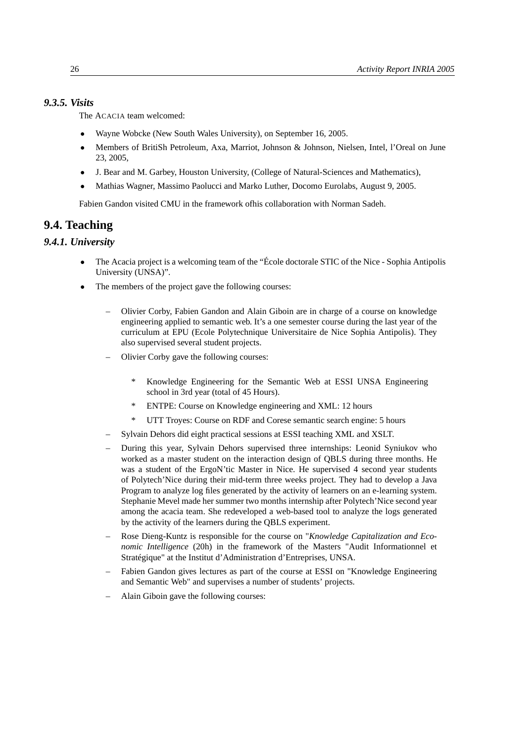### *9.3.5. Visits*

The ACACIA team welcomed:

- Wayne Wobcke (New South Wales University), on September 16, 2005.
- Members of BritiSh Petroleum, Axa, Marriot, Johnson & Johnson, Nielsen, Intel, l'Oreal on June 23, 2005,
- J. Bear and M. Garbey, Houston University, (College of Natural-Sciences and Mathematics),
- Mathias Wagner, Massimo Paolucci and Marko Luther, Docomo Eurolabs, August 9, 2005.

Fabien Gandon visited CMU in the framework ofhis collaboration with Norman Sadeh.

## 9.4. Teaching

### *9.4.1. University*

- The Acacia project is a welcoming team of the "École doctorale STIC of the Nice - Sophia Antipolis University (UNSA)".
- The members of the project gave the following courses:
  - Olivier Corby, Fabien Gandon and Alain Giboin are in charge of a course on knowledge engineering applied to semantic web. It's a one semester course during the last year of the curriculum at EPU (Ecole Polytechnique Universitaire de Nice Sophia Antipolis). They also supervised several student projects.
  - Olivier Corby gave the following courses:
    - Knowledge Engineering for the Semantic Web at ESSI UNSA Engineering school in 3rd year (total of 45 Hours).
    - ENTPE: Course on Knowledge engineering and XML: 12 hours
    - UTT Troyes: Course on RDF and Corese semantic search engine: 5 hours
  - Sylvain Dehors did eight practical sessions at ESSI teaching XML and XSLT.
  - During this year, Sylvain Dehors supervised three internships: Leonid Syniukov who worked as a master student on the interaction design of QBLS during three months. He was a student of the ErgoN'tic Master in Nice. He supervised 4 second year students of Polytech'Nice during their mid-term three weeks project. They had to develop a Java Program to analyze log files generated by the activity of learners on an e-learning system. Stephanie Mevel made her summer two months internship after Polytech'Nice second year among the acacia team. She redeveloped a web-based tool to analyze the logs generated by the activity of the learners during the QBLS experiment.
  - Rose Dieng-Kuntz is responsible for the course on "*Knowledge Capitalization and Economic Intelligence* (20h) in the framework of the Masters "Audit Informationnel et Stratégique" at the Institut d'Administration d'Entreprises, UNSA.
  - Fabien Gandon gives lectures as part of the course at ESSI on "Knowledge Engineering and Semantic Web" and supervises a number of students' projects.
  - Alain Giboin gave the following courses: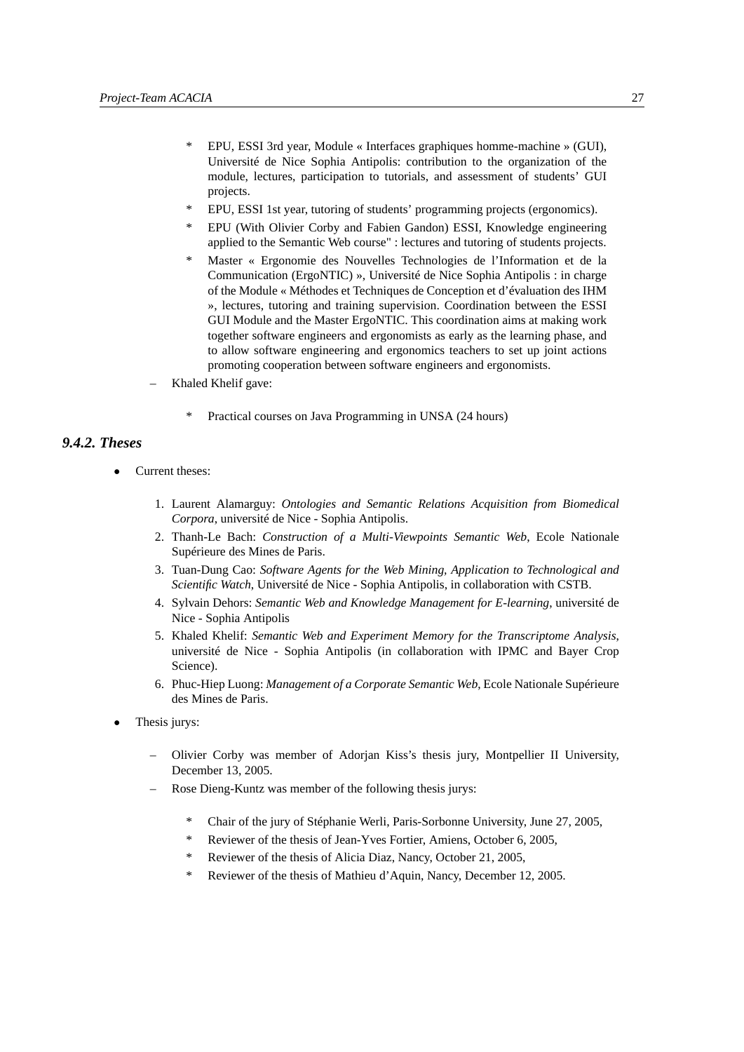- EPU, ESSI 3rd year, Module « Interfaces graphiques homme-machine » (GUI), Université de Nice Sophia Antipolis: contribution to the organization of the module, lectures, participation to tutorials, and assessment of students' GUI projects.
    - EPU, ESSI 1st year, tutoring of students' programming projects (ergonomics).
    - EPU (With Olivier Corby and Fabien Gandon) ESSI, Knowledge engineering applied to the Semantic Web course" : lectures and tutoring of students projects.
    - Master « Ergonomie des Nouvelles Technologies de l'Information et de la Communication (ErgoNTIC) », Université de Nice Sophia Antipolis : in charge of the Module « Méthodes et Techniques de Conception et d'évaluation des IHM », lectures, tutoring and training supervision. Coordination between the ESSI GUI Module and the Master ErgoNTIC. This coordination aims at making work together software engineers and ergonomists as early as the learning phase, and to allow software engineering and ergonomics teachers to set up joint actions promoting cooperation between software engineers and ergonomists.
  - Khaled Khelif gave:
    - Practical courses on Java Programming in UNSA (24 hours)

### 9.4.2. Theses

- Current theses:
  1. Laurent Alamarguy: *Ontologies and Semantic Relations Acquisition from Biomedical Corpora*, université de Nice - Sophia Antipolis.
  2. Thanh-Le Bach: *Construction of a Multi-Viewpoints Semantic Web*, Ecole Nationale Supérieure des Mines de Paris.
  3. Tuan-Dung Cao: *Software Agents for the Web Mining, Application to Technological and Scientific Watch*, Université de Nice - Sophia Antipolis, in collaboration with CSTB.
  4. Sylvain Dehors: *Semantic Web and Knowledge Management for E-learning*, université de Nice - Sophia Antipolis
  5. Khaled Khelif: *Semantic Web and Experiment Memory for the Transcriptome Analysis*, université de Nice - Sophia Antipolis (in collaboration with IPMC and Bayer Crop Science).
  6. Phuc-Hiep Luong: *Management of a Corporate Semantic Web*, Ecole Nationale Supérieure des Mines de Paris.
- Thesis jurys:
  - Olivier Corby was member of Adorjan Kiss's thesis jury, Montpellier II University, December 13, 2005.
  - Rose Dieng-Kuntz was member of the following thesis jurys:
    - Chair of the jury of Stéphanie Werli, Paris-Sorbonne University, June 27, 2005,
    - Reviewer of the thesis of Jean-Yves Fortier, Amiens, October 6, 2005,
    - Reviewer of the thesis of Alicia Diaz, Nancy, October 21, 2005,
    - Reviewer of the thesis of Mathieu d'Aquin, Nancy, December 12, 2005.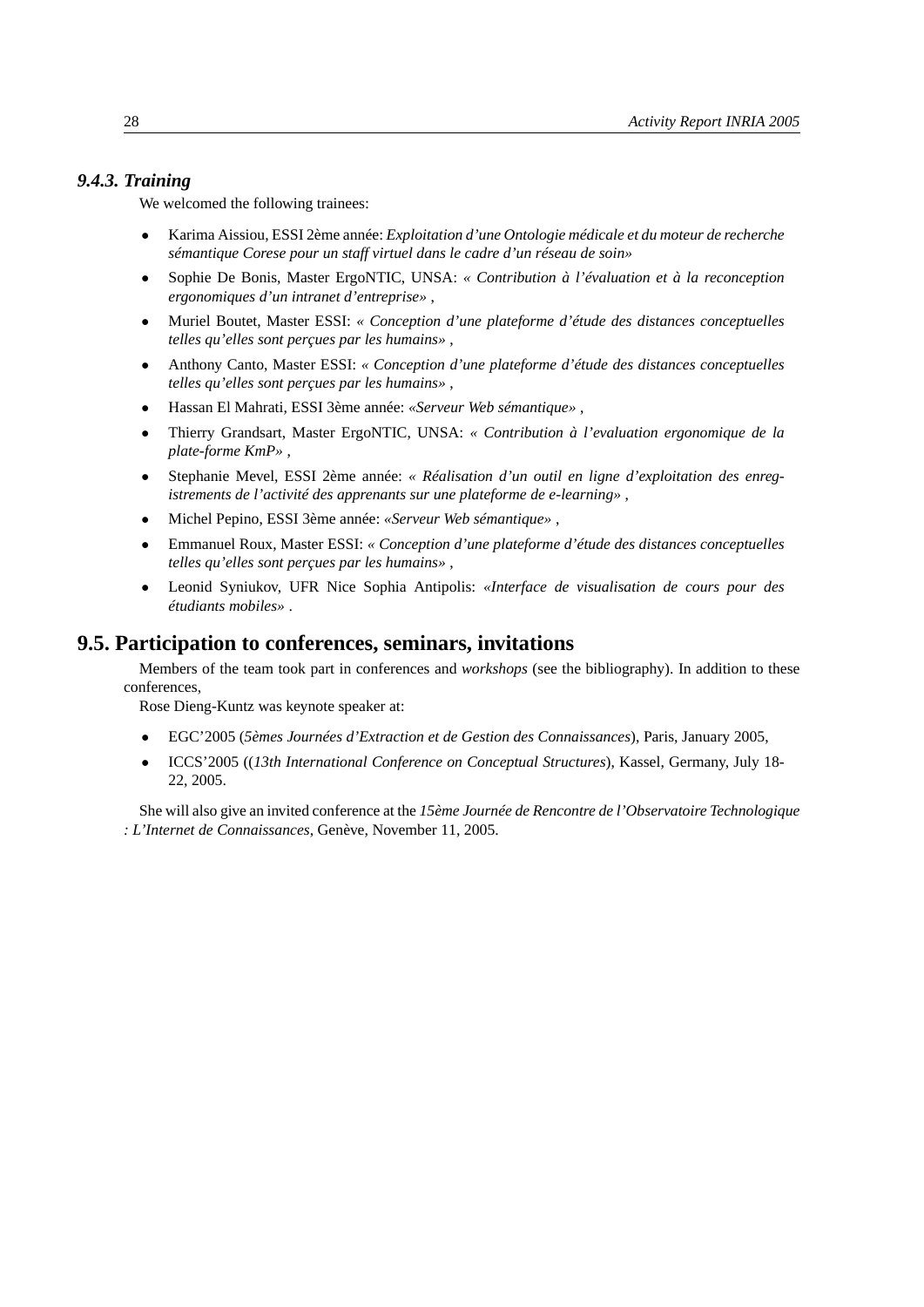### *9.4.3. Training*

We welcomed the following trainees:

- Karima Aissiou, ESSI 2ème année: *Exploitation d'une Ontologie médicale et du moteur de recherche sémantique Corese pour un staff virtuel dans le cadre d'un réseau de soin»*
- Sophie De Bonis, Master ErgoNTIC, UNSA: *« Contribution à l'évaluation et à la reconception ergonomiques d'un intranet d'entreprise»* ,
- Muriel Boutet, Master ESSI: *« Conception d'une plateforme d'étude des distances conceptuelles telles qu'elles sont perçues par les humains»* ,
- Anthony Canto, Master ESSI: *« Conception d'une plateforme d'étude des distances conceptuelles telles qu'elles sont perçues par les humains»* ,
- Hassan El Mahrati, ESSI 3ème année: *«Serveur Web sémantique»* ,
- Thierry Grandsart, Master ErgoNTIC, UNSA: *« Contribution à l'evaluation ergonomique de la plate-forme KmP»* ,
- Stephanie Mevel, ESSI 2ème année: *« Réalisation d'un outil en ligne d'exploitation des enregistrements de l'activité des apprenants sur une plateforme de e-learning»* ,
- Michel Pepino, ESSI 3ème année: *«Serveur Web sémantique»* ,
- Emmanuel Roux, Master ESSI: *« Conception d'une plateforme d'étude des distances conceptuelles telles qu'elles sont perçues par les humains»* ,
- Leonid Syniukov, UFR Nice Sophia Antipolis: *«Interface de visualisation de cours pour des étudiants mobiles»* .

## 9.5. Participation to conferences, seminars, invitations

Members of the team took part in conferences and *workshops* (see the bibliography). In addition to these conferences,

Rose Dieng-Kuntz was keynote speaker at:

- EGC'2005 (*5èmes Journées d'Extraction et de Gestion des Connaissances*), Paris, January 2005,
- ICCS'2005 ((*13th International Conference on Conceptual Structures*), Kassel, Germany, July 18-22, 2005.

She will also give an invited conference at the *15ème Journée de Rencontre de l'Observatoire Technologique : L'Internet de Connaissances*, Genève, November 11, 2005.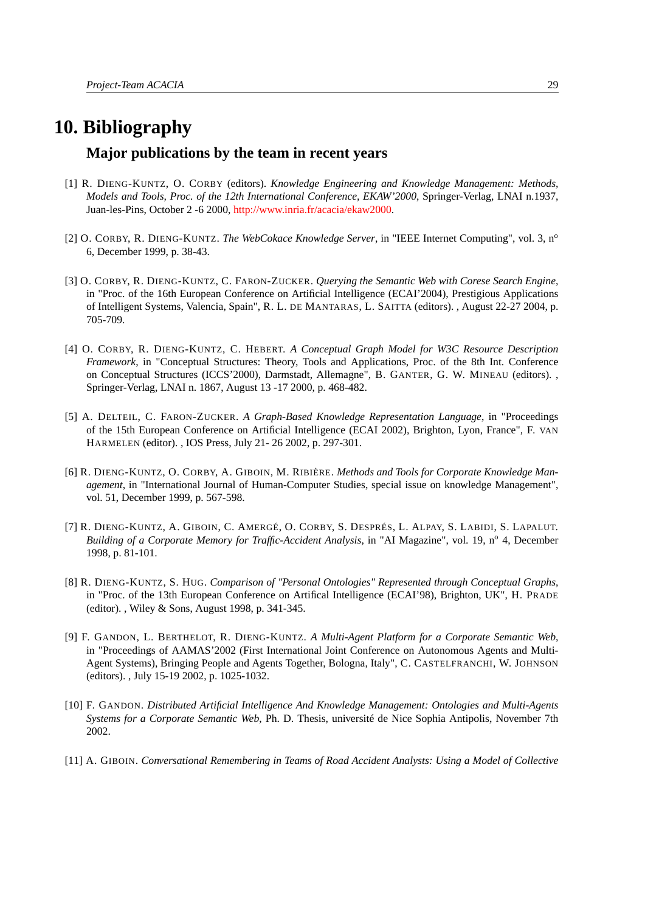# 10. Bibliography

## Major publications by the team in recent years

[1] R. DIENG-KUNTZ, O. CORBY (editors). *Knowledge Engineering and Knowledge Management: Methods, Models and Tools, Proc. of the 12th International Conference, EKAW'2000*, Springer-Verlag, LNAI n.1937, Juan-les-Pins, October 2 -6 2000, http://www.inria.fr/acacia/ekaw2000.

[2] O. CORBY, R. DIENG-KUNTZ. *The WebCokace Knowledge Server*, in "IEEE Internet Computing", vol. 3, n° 6, December 1999, p. 38-43.

[3] O. CORBY, R. DIENG-KUNTZ, C. FARON-ZUCKER. *Querying the Semantic Web with Corese Search Engine*, in "Proc. of the 16th European Conference on Artificial Intelligence (ECAI'2004), Prestigious Applications of Intelligent Systems, Valencia, Spain", R. L. DE MANTARAS, L. SAITTA (editors). , August 22-27 2004, p. 705-709.

[4] O. CORBY, R. DIENG-KUNTZ, C. HEBERT. *A Conceptual Graph Model for W3C Resource Description Framework*, in "Conceptual Structures: Theory, Tools and Applications, Proc. of the 8th Int. Conference on Conceptual Structures (ICCS'2000), Darmstadt, Allemagne", B. GANTER, G. W. MINEAU (editors). , Springer-Verlag, LNAI n. 1867, August 13 -17 2000, p. 468-482.

[5] A. DELTEIL, C. FARON-ZUCKER. *A Graph-Based Knowledge Representation Language*, in "Proceedings of the 15th European Conference on Artificial Intelligence (ECAI 2002), Brighton, Lyon, France", F. VAN HARMELEN (editor). , IOS Press, July 21- 26 2002, p. 297-301.

[6] R. DIENG-KUNTZ, O. CORBY, A. GIBOIN, M. RIBIÈRE. *Methods and Tools for Corporate Knowledge Management*, in "International Journal of Human-Computer Studies, special issue on knowledge Management", vol. 51, December 1999, p. 567-598.

[7] R. DIENG-KUNTZ, A. GIBOIN, C. AMERGÉ, O. CORBY, S. DESPRÉS, L. ALPAY, S. LABIDI, S. LAPALUT. *Building of a Corporate Memory for Traffic-Accident Analysis*, in "AI Magazine", vol. 19, n° 4, December 1998, p. 81-101.

[8] R. DIENG-KUNTZ, S. HUG. *Comparison of "Personal Ontologies" Represented through Conceptual Graphs*, in "Proc. of the 13th European Conference on Artifical Intelligence (ECAI'98), Brighton, UK", H. PRADE (editor). , Wiley & Sons, August 1998, p. 341-345.

[9] F. GANDON, L. BERTHELOT, R. DIENG-KUNTZ. *A Multi-Agent Platform for a Corporate Semantic Web*, in "Proceedings of AAMAS'2002 (First International Joint Conference on Autonomous Agents and Multi-Agent Systems), Bringing People and Agents Together, Bologna, Italy", C. CASTELFRANCHI, W. JOHNSON (editors). , July 15-19 2002, p. 1025-1032.

[10] F. GANDON. *Distributed Artificial Intelligence And Knowledge Management: Ontologies and Multi-Agents Systems for a Corporate Semantic Web*, Ph. D. Thesis, université de Nice Sophia Antipolis, November 7th 2002.

[11] A. GIBOIN. *Conversational Remembering in Teams of Road Accident Analysts: Using a Model of Collective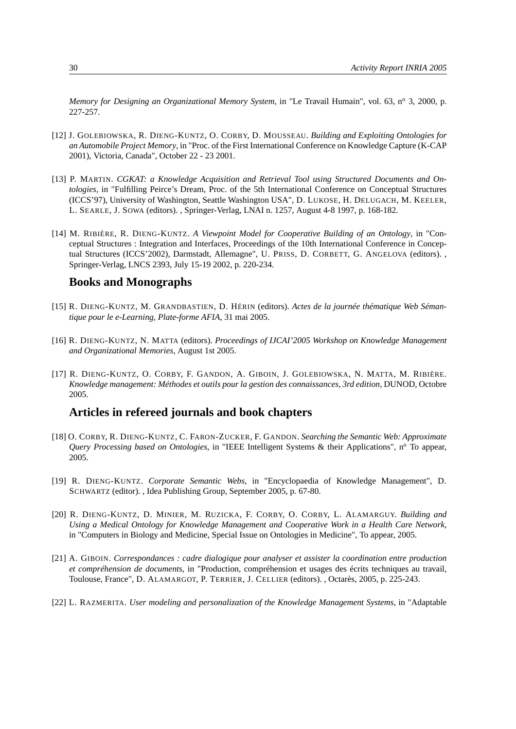*Memory for Designing an Organizational Memory System*, in "Le Travail Humain", vol. 63, n° 3, 2000, p. 227-257.

[12] J. GOLEBIOWSKA, R. DIENG-KUNTZ, O. CORBY, D. MOUSSEAU. *Building and Exploiting Ontologies for an Automobile Project Memory*, in "Proc. of the First International Conference on Knowledge Capture (K-CAP 2001), Victoria, Canada", October 22 - 23 2001.

[13] P. MARTIN. *CGKAT: a Knowledge Acquisition and Retrieval Tool using Structured Documents and Ontologies*, in "Fulfilling Peirce's Dream, Proc. of the 5th International Conference on Conceptual Structures (ICCS'97), University of Washington, Seattle Washington USA", D. LUKOSE, H. DELUGACH, M. KEELER, L. SEARLE, J. SOWA (editors). , Springer-Verlag, LNAI n. 1257, August 4-8 1997, p. 168-182.

[14] M. RIBIÈRE, R. DIENG-KUNTZ. *A Viewpoint Model for Cooperative Building of an Ontology*, in "Conceptual Structures : Integration and Interfaces, Proceedings of the 10th International Conference in Conceptual Structures (ICCS'2002), Darmstadt, Allemagne", U. PRISS, D. CORBETT, G. ANGELOVA (editors). , Springer-Verlag, LNCS 2393, July 15-19 2002, p. 220-234.

## Books and Monographs

[15] R. DIENG-KUNTZ, M. GRANDBASTIEN, D. HÉRIN (editors). *Actes de la journée thématique Web Sémantique pour le e-Learning, Plate-forme AFIA*, 31 mai 2005.

[16] R. DIENG-KUNTZ, N. MATTA (editors). *Proceedings of IJCAI'2005 Workshop on Knowledge Management and Organizational Memories*, August 1st 2005.

[17] R. DIENG-KUNTZ, O. CORBY, F. GANDON, A. GIBOIN, J. GOLEBIOWSKA, N. MATTA, M. RIBIÈRE. *Knowledge management: Méthodes et outils pour la gestion des connaissances, 3rd edition*, DUNOD, Octobre 2005.

## Articles in refereed journals and book chapters

[18] O. CORBY, R. DIENG-KUNTZ, C. FARON-ZUCKER, F. GANDON. *Searching the Semantic Web: Approximate Query Processing based on Ontologies*, in "IEEE Intelligent Systems & their Applications", n° To appear, 2005.

[19] R. DIENG-KUNTZ. *Corporate Semantic Webs*, in "Encyclopaedia of Knowledge Management", D. SCHWARTZ (editor). , Idea Publishing Group, September 2005, p. 67-80.

[20] R. DIENG-KUNTZ, D. MINIER, M. RUZICKA, F. CORBY, O. CORBY, L. ALAMARGUY. *Building and Using a Medical Ontology for Knowledge Management and Cooperative Work in a Health Care Network*, in "Computers in Biology and Medicine, Special Issue on Ontologies in Medicine", To appear, 2005.

[21] A. GIBOIN. *Correspondances : cadre dialogique pour analyser et assister la coordination entre production et compréhension de documents*, in "Production, compréhension et usages des écrits techniques au travail, Toulouse, France", D. ALAMARGOT, P. TERRIER, J. CELLIER (editors). , Octarès, 2005, p. 225-243.

[22] L. RAZMERITA. *User modeling and personalization of the Knowledge Management Systems*, in "Adaptable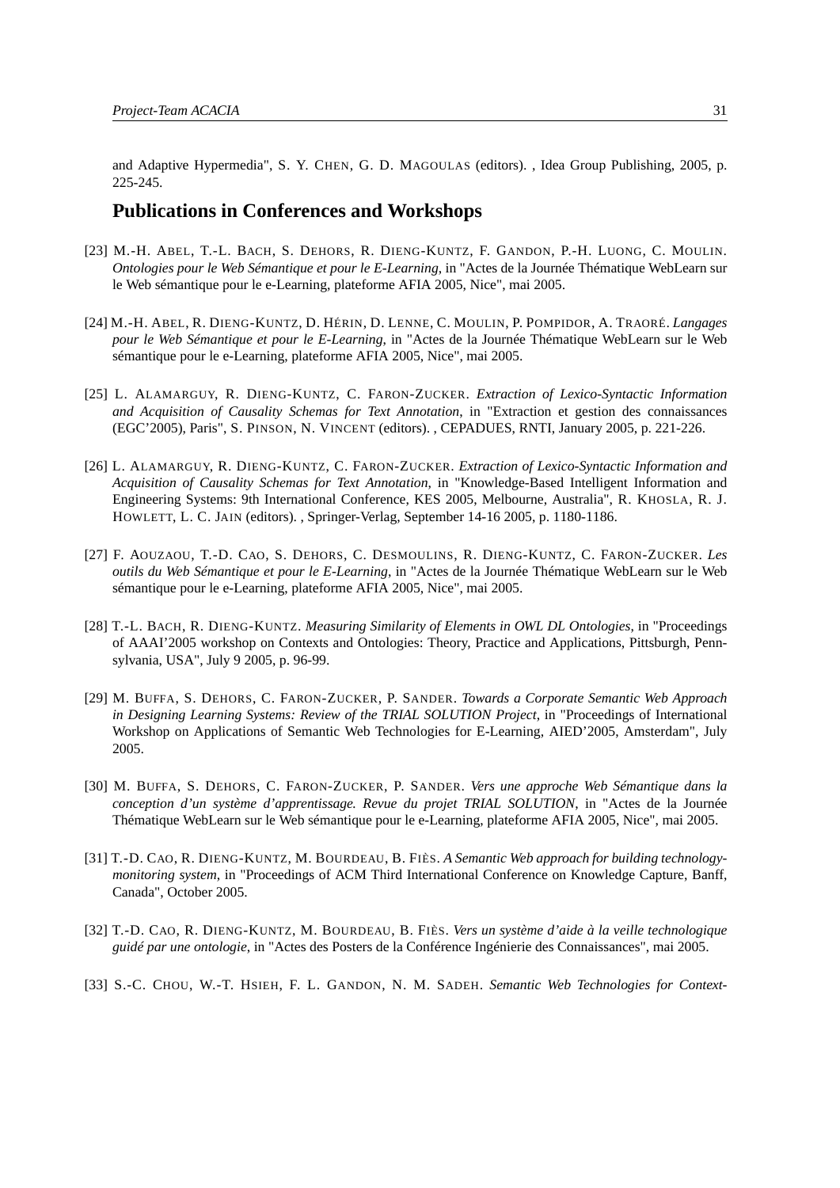and Adaptive Hypermedia", S. Y. CHEN, G. D. MAGOULAS (editors). , Idea Group Publishing, 2005, p. 225-245.

## Publications in Conferences and Workshops

[23] M.-H. ABEL, T.-L. BACH, S. DEHORS, R. DIENG-KUNTZ, F. GANDON, P.-H. LUONG, C. MOULIN. *Ontologies pour le Web Sémantique et pour le E-Learning*, in "Actes de la Journée Thématique WebLearn sur le Web sémantique pour le e-Learning, plateforme AFIA 2005, Nice", mai 2005.

[24] M.-H. ABEL, R. DIENG-KUNTZ, D. HÉRIN, D. LENNE, C. MOULIN, P. POMPIDOR, A. TRAORÉ. *Langages pour le Web Sémantique et pour le E-Learning*, in "Actes de la Journée Thématique WebLearn sur le Web sémantique pour le e-Learning, plateforme AFIA 2005, Nice", mai 2005.

[25] L. ALAMARGUY, R. DIENG-KUNTZ, C. FARON-ZUCKER. *Extraction of Lexico-Syntactic Information and Acquisition of Causality Schemas for Text Annotation*, in "Extraction et gestion des connaissances (EGC'2005), Paris", S. PINSON, N. VINCENT (editors). , CEPADUES, RNTI, January 2005, p. 221-226.

[26] L. ALAMARGUY, R. DIENG-KUNTZ, C. FARON-ZUCKER. *Extraction of Lexico-Syntactic Information and Acquisition of Causality Schemas for Text Annotation*, in "Knowledge-Based Intelligent Information and Engineering Systems: 9th International Conference, KES 2005, Melbourne, Australia", R. KHOSLA, R. J. HOWLETT, L. C. JAIN (editors). , Springer-Verlag, September 14-16 2005, p. 1180-1186.

[27] F. AOUZAOU, T.-D. CAO, S. DEHORS, C. DESMOULINS, R. DIENG-KUNTZ, C. FARON-ZUCKER. *Les outils du Web Sémantique et pour le E-Learning*, in "Actes de la Journée Thématique WebLearn sur le Web sémantique pour le e-Learning, plateforme AFIA 2005, Nice", mai 2005.

[28] T.-L. BACH, R. DIENG-KUNTZ. *Measuring Similarity of Elements in OWL DL Ontologies*, in "Proceedings of AAAI'2005 workshop on Contexts and Ontologies: Theory, Practice and Applications, Pittsburgh, Pennsylvania, USA", July 9 2005, p. 96-99.

[29] M. BUFFA, S. DEHORS, C. FARON-ZUCKER, P. SANDER. *Towards a Corporate Semantic Web Approach in Designing Learning Systems: Review of the TRIAL SOLUTION Project*, in "Proceedings of International Workshop on Applications of Semantic Web Technologies for E-Learning, AIED'2005, Amsterdam", July 2005.

[30] M. BUFFA, S. DEHORS, C. FARON-ZUCKER, P. SANDER. *Vers une approche Web Sémantique dans la conception d'un système d'apprentissage. Revue du projet TRIAL SOLUTION*, in "Actes de la Journée Thématique WebLearn sur le Web sémantique pour le e-Learning, plateforme AFIA 2005, Nice", mai 2005.

[31] T.-D. CAO, R. DIENG-KUNTZ, M. BOURDEAU, B. FIÈS. *A Semantic Web approach for building technology-monitoring system*, in "Proceedings of ACM Third International Conference on Knowledge Capture, Banff, Canada", October 2005.

[32] T.-D. CAO, R. DIENG-KUNTZ, M. BOURDEAU, B. FIÈS. *Vers un système d'aide à la veille technologique guidé par une ontologie*, in "Actes des Posters de la Conférence Ingénierie des Connaissances", mai 2005.

[33] S.-C. CHOU, W.-T. HSIEH, F. L. GANDON, N. M. SADEH. *Semantic Web Technologies for Context-*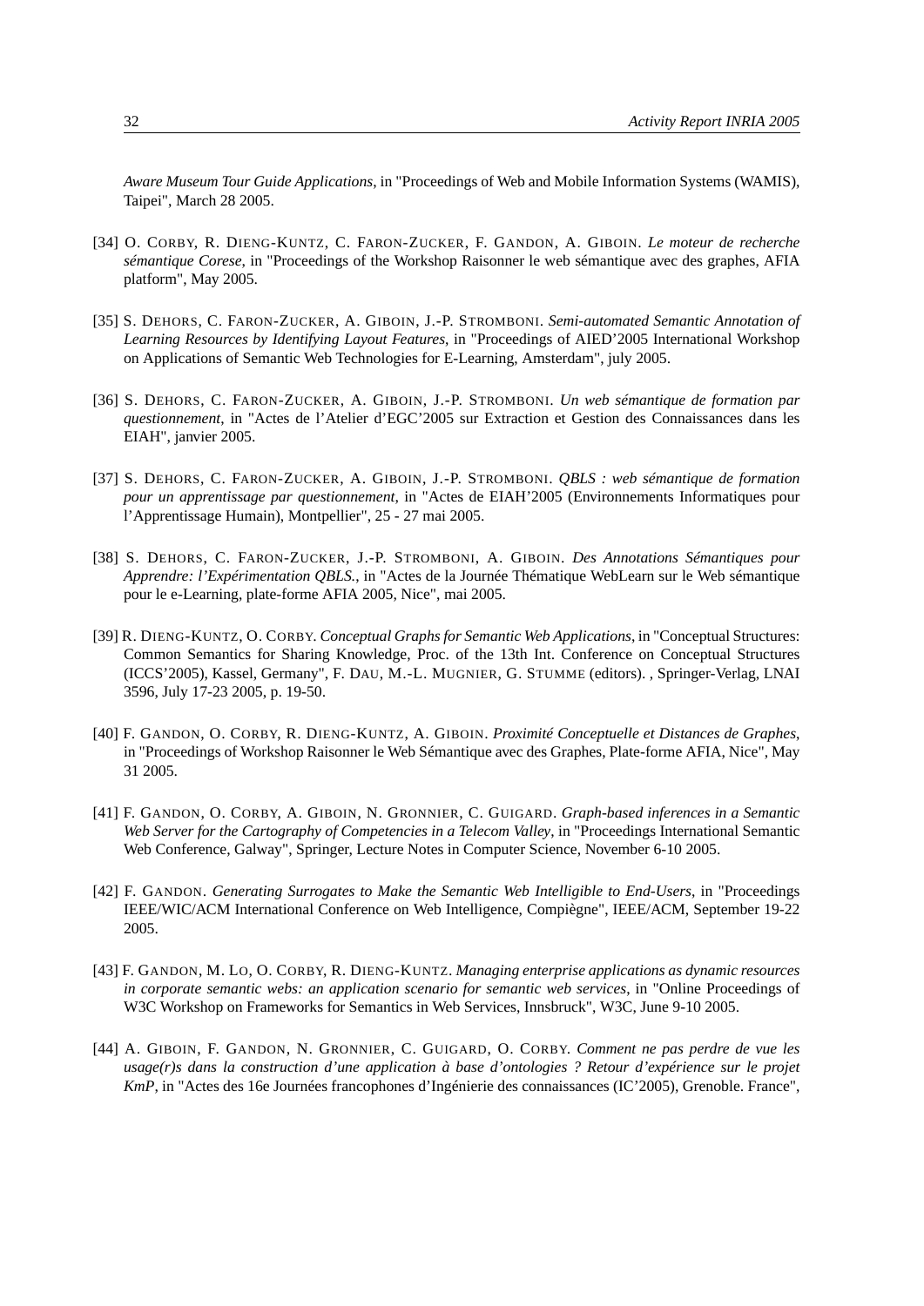*Aware Museum Tour Guide Applications*, in "Proceedings of Web and Mobile Information Systems (WAMIS), Taipei", March 28 2005.

[34] O. CORBY, R. DIENG-KUNTZ, C. FARON-ZUCKER, F. GANDON, A. GIBOIN. *Le moteur de recherche sémantique Corese*, in "Proceedings of the Workshop Raisonner le web sémantique avec des graphes, AFIA platform", May 2005.

[35] S. DEHORS, C. FARON-ZUCKER, A. GIBOIN, J.-P. STROMBONI. *Semi-automated Semantic Annotation of Learning Resources by Identifying Layout Features*, in "Proceedings of AIED'2005 International Workshop on Applications of Semantic Web Technologies for E-Learning, Amsterdam", july 2005.

[36] S. DEHORS, C. FARON-ZUCKER, A. GIBOIN, J.-P. STROMBONI. *Un web sémantique de formation par questionnement*, in "Actes de l'Atelier d'EGC'2005 sur Extraction et Gestion des Connaissances dans les EIAH", janvier 2005.

[37] S. DEHORS, C. FARON-ZUCKER, A. GIBOIN, J.-P. STROMBONI. *QBLS : web sémantique de formation pour un apprentissage par questionnement*, in "Actes de EIAH'2005 (Environnements Informatiques pour l'Apprentissage Humain), Montpellier", 25 - 27 mai 2005.

[38] S. DEHORS, C. FARON-ZUCKER, J.-P. STROMBONI, A. GIBOIN. *Des Annotations Sémantiques pour Apprendre: l'Expérimentation QBLS.*, in "Actes de la Journée Thématique WebLearn sur le Web sémantique pour le e-Learning, plate-forme AFIA 2005, Nice", mai 2005.

[39] R. DIENG-KUNTZ, O. CORBY. *Conceptual Graphs for Semantic Web Applications*, in "Conceptual Structures: Common Semantics for Sharing Knowledge, Proc. of the 13th Int. Conference on Conceptual Structures (ICCS'2005), Kassel, Germany", F. DAU, M.-L. MUGNIER, G. STUMME (editors). , Springer-Verlag, LNAI 3596, July 17-23 2005, p. 19-50.

[40] F. GANDON, O. CORBY, R. DIENG-KUNTZ, A. GIBOIN. *Proximité Conceptuelle et Distances de Graphes*, in "Proceedings of Workshop Raisonner le Web Sémantique avec des Graphes, Plate-forme AFIA, Nice", May 31 2005.

[41] F. GANDON, O. CORBY, A. GIBOIN, N. GRONNIER, C. GUIGARD. *Graph-based inferences in a Semantic Web Server for the Cartography of Competencies in a Telecom Valley*, in "Proceedings International Semantic Web Conference, Galway", Springer, Lecture Notes in Computer Science, November 6-10 2005.

[42] F. GANDON. *Generating Surrogates to Make the Semantic Web Intelligible to End-Users*, in "Proceedings IEEE/WIC/ACM International Conference on Web Intelligence, Compiègne", IEEE/ACM, September 19-22 2005.

[43] F. GANDON, M. LO, O. CORBY, R. DIENG-KUNTZ. *Managing enterprise applications as dynamic resources in corporate semantic webs: an application scenario for semantic web services*, in "Online Proceedings of W3C Workshop on Frameworks for Semantics in Web Services, Innsbruck", W3C, June 9-10 2005.

[44] A. GIBOIN, F. GANDON, N. GRONNIER, C. GUIGARD, O. CORBY. *Comment ne pas perdre de vue les usage(r)s dans la construction d'une application à base d'ontologies ? Retour d'expérience sur le projet KmP*, in "Actes des 16e Journées francophones d'Ingénierie des connaissances (IC'2005), Grenoble. France",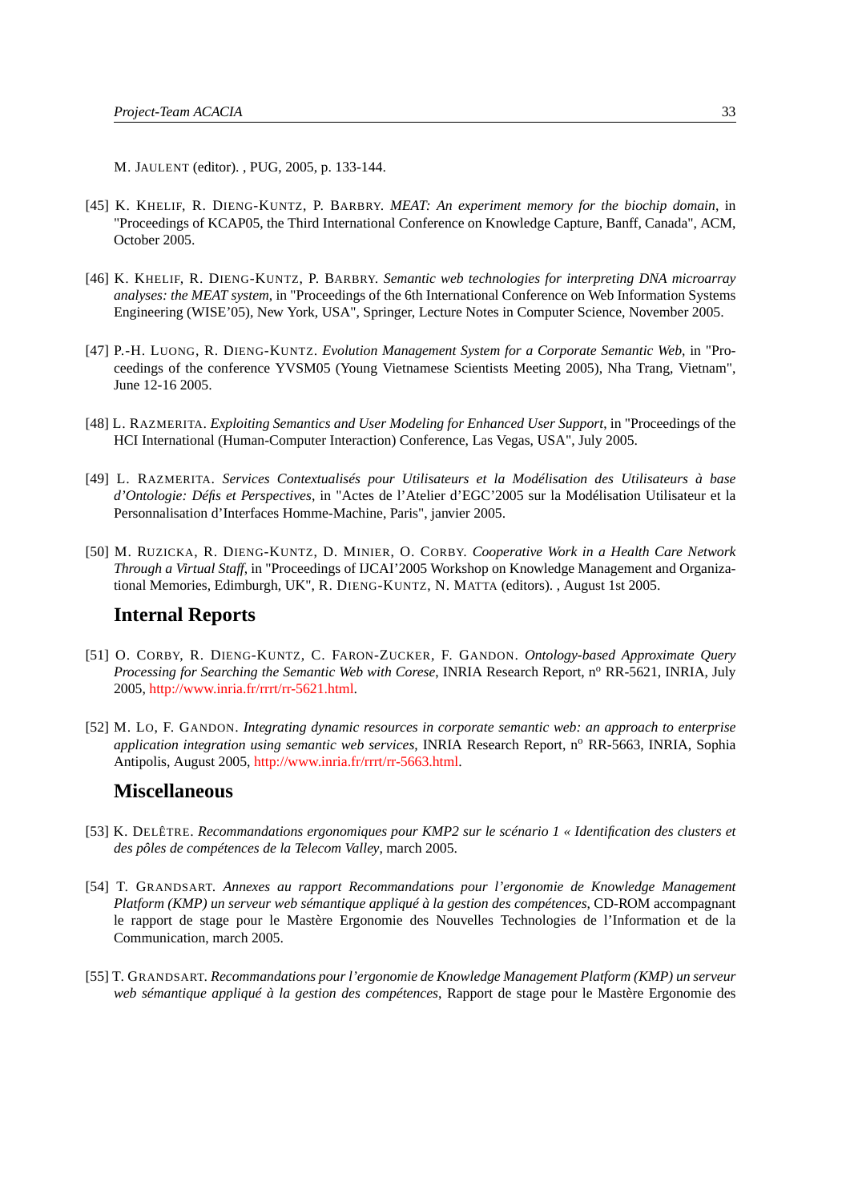M. JAULENT (editor). , PUG, 2005, p. 133-144.

[45] K. KHELIF, R. DIENG-KUNTZ, P. BARBRY. *MEAT: An experiment memory for the biochip domain*, in "Proceedings of KCAP05, the Third International Conference on Knowledge Capture, Banff, Canada", ACM, October 2005.

[46] K. KHELIF, R. DIENG-KUNTZ, P. BARBRY. *Semantic web technologies for interpreting DNA microarray analyses: the MEAT system*, in "Proceedings of the 6th International Conference on Web Information Systems Engineering (WISE'05), New York, USA", Springer, Lecture Notes in Computer Science, November 2005.

[47] P.-H. LUONG, R. DIENG-KUNTZ. *Evolution Management System for a Corporate Semantic Web*, in "Proceedings of the conference YVSM05 (Young Vietnamese Scientists Meeting 2005), Nha Trang, Vietnam", June 12-16 2005.

[48] L. RAZMERITA. *Exploiting Semantics and User Modeling for Enhanced User Support*, in "Proceedings of the HCI International (Human-Computer Interaction) Conference, Las Vegas, USA", July 2005.

[49] L. RAZMERITA. *Services Contextualisés pour Utilisateurs et la Modélisation des Utilisateurs à base d'Ontologie: Défis et Perspectives*, in "Actes de l'Atelier d'EGC'2005 sur la Modélisation Utilisateur et la Personnalisation d'Interfaces Homme-Machine, Paris", janvier 2005.

[50] M. RUZICKA, R. DIENG-KUNTZ, D. MINIER, O. CORBY. *Cooperative Work in a Health Care Network Through a Virtual Staff*, in "Proceedings of IJCAI'2005 Workshop on Knowledge Management and Organizational Memories, Edimburgh, UK", R. DIENG-KUNTZ, N. MATTA (editors). , August 1st 2005.

## Internal Reports

[51] O. CORBY, R. DIENG-KUNTZ, C. FARON-ZUCKER, F. GANDON. *Ontology-based Approximate Query Processing for Searching the Semantic Web with Corese*, INRIA Research Report, n° RR-5621, INRIA, July 2005, http://www.inria.fr/rrrt/rr-5621.html.

[52] M. LO, F. GANDON. *Integrating dynamic resources in corporate semantic web: an approach to enterprise application integration using semantic web services*, INRIA Research Report, n° RR-5663, INRIA, Sophia Antipolis, August 2005, http://www.inria.fr/rrrt/rr-5663.html.

## Miscellaneous

[53] K. DELÊTRE. *Recommandations ergonomiques pour KMP2 sur le scénario 1 « Identification des clusters et des pôles de compétences de la Telecom Valley*, march 2005.

[54] T. GRANDSART. *Annexes au rapport Recommandations pour l'ergonomie de Knowledge Management Platform (KMP) un serveur web sémantique appliqué à la gestion des compétences*, CD-ROM accompagnant le rapport de stage pour le Mastère Ergonomie des Nouvelles Technologies de l'Information et de la Communication, march 2005.

[55] T. GRANDSART. *Recommandations pour l'ergonomie de Knowledge Management Platform (KMP) un serveur web sémantique appliqué à la gestion des compétences*, Rapport de stage pour le Mastère Ergonomie des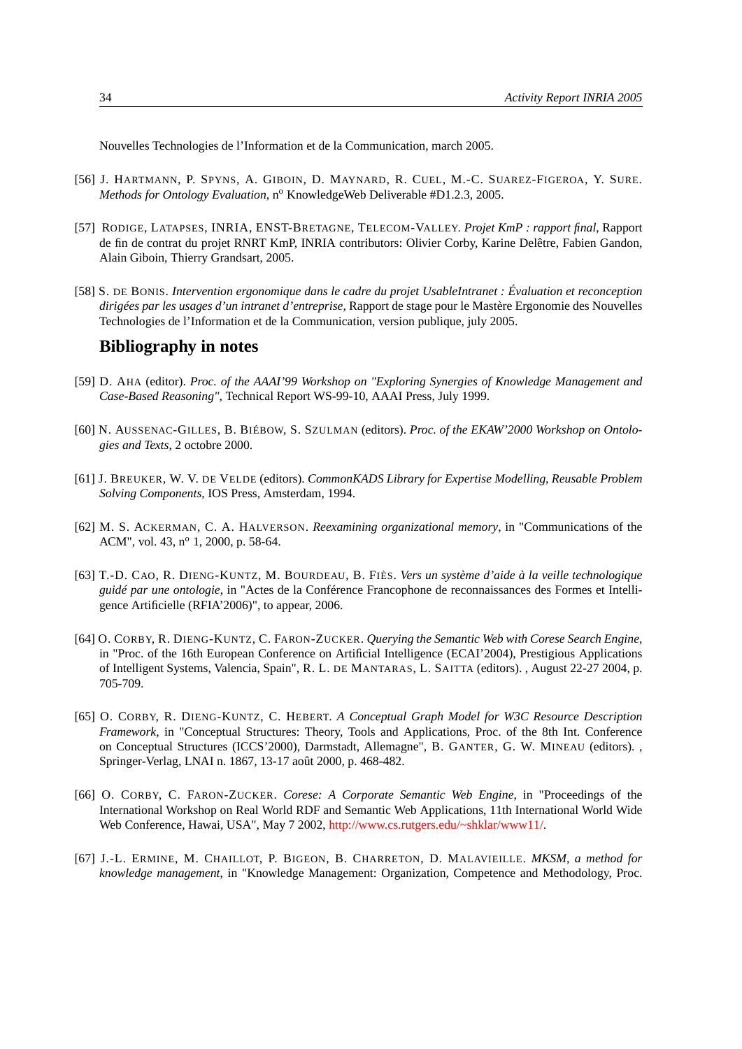Nouvelles Technologies de l'Information et de la Communication, march 2005.

[56] J. HARTMANN, P. SPYNS, A. GIBOIN, D. MAYNARD, R. CUEL, M.-C. SUAREZ-FIGEROA, Y. SURE. *Methods for Ontology Evaluation*, n° KnowledgeWeb Deliverable #D1.2.3, 2005.

[57] RODIGE, LATAPSES, INRIA, ENST-BRETAGNE, TELECOM-VALLEY. *Projet KmP : rapport final*, Rapport de fin de contrat du projet RNRT KmP, INRIA contributors: Olivier Corby, Karine Delêtre, Fabien Gandon, Alain Giboin, Thierry Grandsart, 2005.

[58] S. DE BONIS. *Intervention ergonomique dans le cadre du projet UsableIntranet : Évaluation et reconception dirigées par les usages d'un intranet d'entreprise*, Rapport de stage pour le Mastère Ergonomie des Nouvelles Technologies de l'Information et de la Communication, version publique, july 2005.

## Bibliography in notes

[59] D. AHA (editor). *Proc. of the AAAI'99 Workshop on "Exploring Synergies of Knowledge Management and Case-Based Reasoning"*, Technical Report WS-99-10, AAAI Press, July 1999.

[60] N. AUSSENAC-GILLES, B. BIÉBOW, S. SZULMAN (editors). *Proc. of the EKAW'2000 Workshop on Ontologies and Texts*, 2 octobre 2000.

[61] J. BREUKER, W. V. DE VELDE (editors). *CommonKADS Library for Expertise Modelling, Reusable Problem Solving Components*, IOS Press, Amsterdam, 1994.

[62] M. S. ACKERMAN, C. A. HALVERSON. *Reexamining organizational memory*, in "Communications of the ACM", vol. 43, n° 1, 2000, p. 58-64.

[63] T.-D. CAO, R. DIENG-KUNTZ, M. BOURDEAU, B. FIÈS. *Vers un système d'aide à la veille technologique guidé par une ontologie*, in "Actes de la Conférence Francophone de reconnaissances des Formes et Intelligence Artificielle (RFIA'2006)", to appear, 2006.

[64] O. CORBY, R. DIENG-KUNTZ, C. FARON-ZUCKER. *Querying the Semantic Web with Corese Search Engine*, in "Proc. of the 16th European Conference on Artificial Intelligence (ECAI'2004), Prestigious Applications of Intelligent Systems, Valencia, Spain", R. L. DE MANTARAS, L. SAITTA (editors). , August 22-27 2004, p. 705-709.

[65] O. CORBY, R. DIENG-KUNTZ, C. HEBERT. *A Conceptual Graph Model for W3C Resource Description Framework*, in "Conceptual Structures: Theory, Tools and Applications, Proc. of the 8th Int. Conference on Conceptual Structures (ICCS'2000), Darmstadt, Allemagne", B. GANTER, G. W. MINEAU (editors). , Springer-Verlag, LNAI n. 1867, 13-17 août 2000, p. 468-482.

[66] O. CORBY, C. FARON-ZUCKER. *Corese: A Corporate Semantic Web Engine*, in "Proceedings of the International Workshop on Real World RDF and Semantic Web Applications, 11th International World Wide Web Conference, Hawai, USA", May 7 2002, http://www.cs.rutgers.edu/~shklar/www11/.

[67] J.-L. ERMINE, M. CHAILLOT, P. BIGEON, B. CHARRETON, D. MALAVIEILLE. *MKSM, a method for knowledge management*, in "Knowledge Management: Organization, Competence and Methodology, Proc.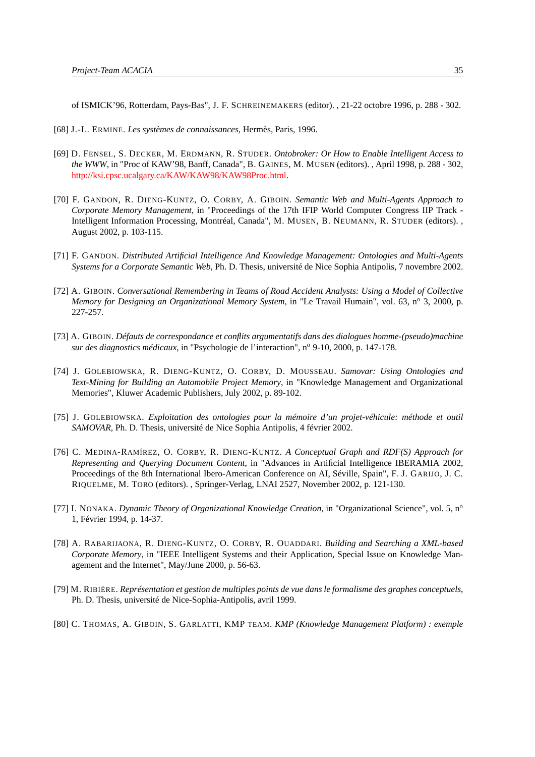of ISMICK'96, Rotterdam, Pays-Bas", J. F. SCHREINEMAKERS (editor). , 21-22 octobre 1996, p. 288 - 302.

[68] J.-L. ERMINE. *Les systèmes de connaissances*, Hermès, Paris, 1996.

[69] D. FENSEL, S. DECKER, M. ERDMANN, R. STUDER. *Ontobroker: Or How to Enable Intelligent Access to the WWW*, in "Proc of KAW'98, Banff, Canada", B. GAINES, M. MUSEN (editors). , April 1998, p. 288 - 302, http://ksi.cpsc.ucalgary.ca/KAW/KAW98/KAW98Proc.html.

[70] F. GANDON, R. DIENG-KUNTZ, O. CORBY, A. GIBOIN. *Semantic Web and Multi-Agents Approach to Corporate Memory Management*, in "Proceedings of the 17th IFIP World Computer Congress IIP Track - Intelligent Information Processing, Montréal, Canada", M. MUSEN, B. NEUMANN, R. STUDER (editors). , August 2002, p. 103-115.

[71] F. GANDON. *Distributed Artificial Intelligence And Knowledge Management: Ontologies and Multi-Agents Systems for a Corporate Semantic Web*, Ph. D. Thesis, université de Nice Sophia Antipolis, 7 novembre 2002.

[72] A. GIBOIN. *Conversational Remembering in Teams of Road Accident Analysts: Using a Model of Collective Memory for Designing an Organizational Memory System*, in "Le Travail Humain", vol. 63, n° 3, 2000, p. 227-257.

[73] A. GIBOIN. *Défauts de correspondance et conflits argumentatifs dans des dialogues homme-(pseudo)machine sur des diagnostics médicaux*, in "Psychologie de l'interaction", n° 9-10, 2000, p. 147-178.

[74] J. GOLEBIOWSKA, R. DIENG-KUNTZ, O. CORBY, D. MOUSSEAU. *Samovar: Using Ontologies and Text-Mining for Building an Automobile Project Memory*, in "Knowledge Management and Organizational Memories", Kluwer Academic Publishers, July 2002, p. 89-102.

[75] J. GOLEBIOWSKA. *Exploitation des ontologies pour la mémoire d'un projet-véhicule: méthode et outil SAMOVAR*, Ph. D. Thesis, université de Nice Sophia Antipolis, 4 février 2002.

[76] C. MEDINA-RAMÍREZ, O. CORBY, R. DIENG-KUNTZ. *A Conceptual Graph and RDF(S) Approach for Representing and Querying Document Content*, in "Advances in Artificial Intelligence IBERAMIA 2002, Proceedings of the 8th International Ibero-American Conference on AI, Séville, Spain", F. J. GARIJO, J. C. RIQUELME, M. TORO (editors). , Springer-Verlag, LNAI 2527, November 2002, p. 121-130.

[77] I. NONAKA. *Dynamic Theory of Organizational Knowledge Creation*, in "Organizational Science", vol. 5, n° 1, Février 1994, p. 14-37.

[78] A. RABARIJAONA, R. DIENG-KUNTZ, O. CORBY, R. OUADDARI. *Building and Searching a XML-based Corporate Memory*, in "IEEE Intelligent Systems and their Application, Special Issue on Knowledge Management and the Internet", May/June 2000, p. 56-63.

[79] M. RIBIÈRE. *Représentation et gestion de multiples points de vue dans le formalisme des graphes conceptuels*, Ph. D. Thesis, université de Nice-Sophia-Antipolis, avril 1999.

[80] C. THOMAS, A. GIBOIN, S. GARLATTI, KMP TEAM. *KMP (Knowledge Management Platform) : exemple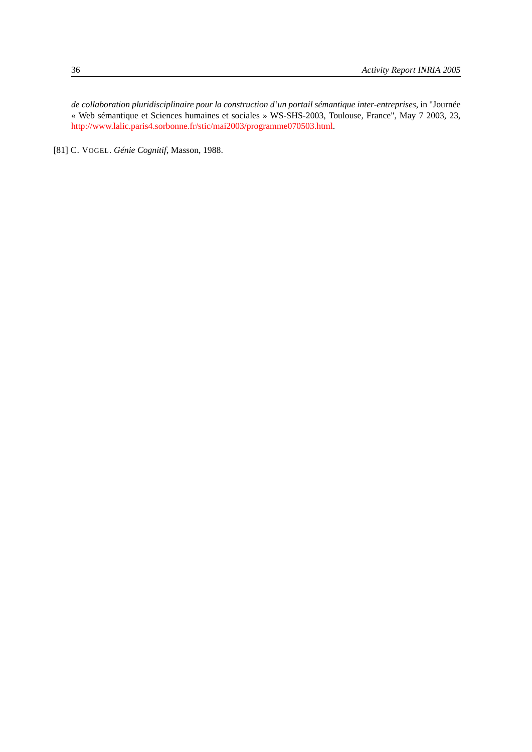*de collaboration pluridisciplinaire pour la construction d'un portail sémantique inter-entreprises*, in "Journée « Web sémantique et Sciences humaines et sociales » WS-SHS-2003, Toulouse, France", May 7 2003, 23, http://www.lalic.paris4.sorbonne.fr/stic/mai2003/programme070503.html.

[81] C. VOGEL. *Génie Cognitif*, Masson, 1988.